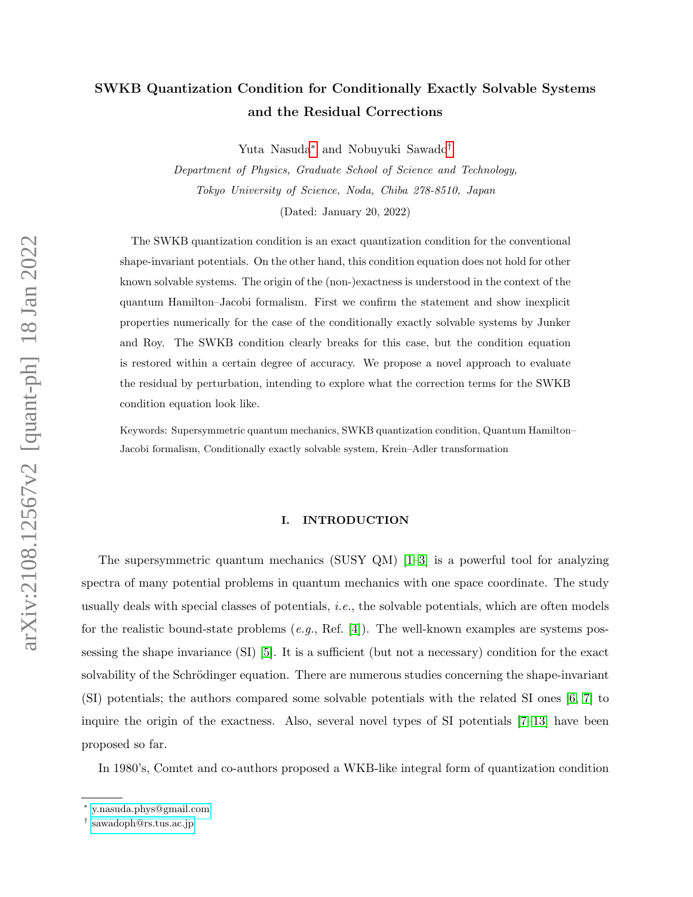# SWKB Quantization Condition for Conditionally Exactly Solvable Systems and the Residual Corrections

Yuta Nasuda* and Nobuyuki Sawado†

*Department of Physics, Graduate School of Science and Technology, Tokyo University of Science, Noda, Chiba 278-8510, Japan*

(Dated: January 20, 2022)

The SWKB quantization condition is an exact quantization condition for the conventional shape-invariant potentials. On the other hand, this condition equation does not hold for other known solvable systems. The origin of the (non-)exactness is understood in the context of the quantum Hamilton–Jacobi formalism. First we confirm the statement and show inexplicit properties numerically for the case of the conditionally exactly solvable systems by Junker and Roy. The SWKB condition clearly breaks for this case, but the condition equation is restored within a certain degree of accuracy. We propose a novel approach to evaluate the residual by perturbation, intending to explore what the correction terms for the SWKB condition equation look like.

Keywords: Supersymmetric quantum mechanics, SWKB quantization condition, Quantum Hamilton–Jacobi formalism, Conditionally exactly solvable system, Krein–Adler transformation

## I. INTRODUCTION

The supersymmetric quantum mechanics (SUSY QM) [1–3] is a powerful tool for analyzing spectra of many potential problems in quantum mechanics with one space coordinate. The study usually deals with special classes of potentials, *i.e.*, the solvable potentials, which are often models for the realistic bound-state problems (*e.g.*, Ref. [4]). The well-known examples are systems possessing the shape invariance (SI) [5]. It is a sufficient (but not a necessary) condition for the exact solvability of the Schrödinger equation. There are numerous studies concerning the shape-invariant (SI) potentials; the authors compared some solvable potentials with the related SI ones [6, 7] to inquire the origin of the exactness. Also, several novel types of SI potentials [7–13] have been proposed so far.

In 1980's, Comtet and co-authors proposed a WKB-like integral form of quantization condition

* y.nasuda.phys@gmail.com

† sawadoph@rs.tus.ac.jp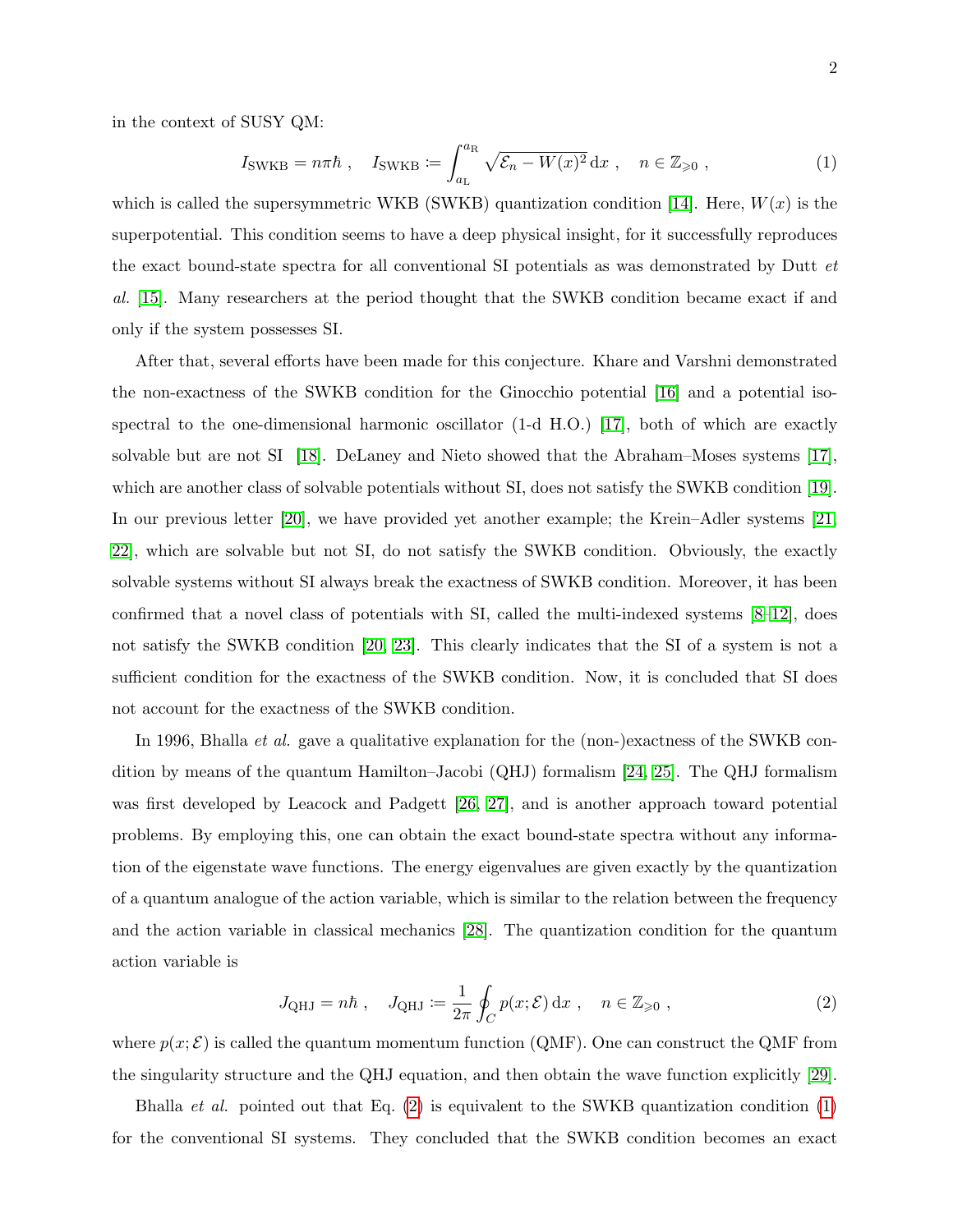in the context of SUSY QM:

$$I_{\rm SWKB} = n\pi\hbar \ , \quad I_{\rm SWKB} \coloneqq \int_{a_{\rm L}}^{a_{\rm R}} \sqrt{\mathcal{E}_n - W(x)^2}\,{\rm d}x \ , \quad n \in \mathbb{Z}_{\geqslant 0} \ , \tag{1}$$

which is called the supersymmetric WKB (SWKB) quantization condition [14]. Here, $W(x)$ is the superpotential. This condition seems to have a deep physical insight, for it successfully reproduces the exact bound-state spectra for all conventional SI potentials as was demonstrated by Dutt *et al.* [15]. Many researchers at the period thought that the SWKB condition became exact if and only if the system possesses SI.

After that, several efforts have been made for this conjecture. Khare and Varshni demonstrated the non-exactness of the SWKB condition for the Ginocchio potential [16] and a potential isospectral to the one-dimensional harmonic oscillator (1-d H.O.) [17], both of which are exactly solvable but are not SI [18]. DeLaney and Nieto showed that the Abraham–Moses systems [17], which are another class of solvable potentials without SI, does not satisfy the SWKB condition [19]. In our previous letter [20], we have provided yet another example; the Krein–Adler systems [21, 22], which are solvable but not SI, do not satisfy the SWKB condition. Obviously, the exactly solvable systems without SI always break the exactness of SWKB condition. Moreover, it has been confirmed that a novel class of potentials with SI, called the multi-indexed systems [8–12], does not satisfy the SWKB condition [20, 23]. This clearly indicates that the SI of a system is not a sufficient condition for the exactness of the SWKB condition. Now, it is concluded that SI does not account for the exactness of the SWKB condition.

In 1996, Bhalla *et al.* gave a qualitative explanation for the (non-)exactness of the SWKB condition by means of the quantum Hamilton–Jacobi (QHJ) formalism [24, 25]. The QHJ formalism was first developed by Leacock and Padgett [26, 27], and is another approach toward potential problems. By employing this, one can obtain the exact bound-state spectra without any information of the eigenstate wave functions. The energy eigenvalues are given exactly by the quantization of a quantum analogue of the action variable, which is similar to the relation between the frequency and the action variable in classical mechanics [28]. The quantization condition for the quantum action variable is

$$J_{\rm QHJ} = n\hbar \ , \quad J_{\rm QHJ} \coloneqq \frac{1}{2\pi}\oint_C p(x;\mathcal{E})\,{\rm d}x \ , \quad n \in \mathbb{Z}_{\geqslant 0} \ , \tag{2}$$

where $p(x;\mathcal{E})$ is called the quantum momentum function (QMF). One can construct the QMF from the singularity structure and the QHJ equation, and then obtain the wave function explicitly [29].

Bhalla *et al.* pointed out that Eq. (2) is equivalent to the SWKB quantization condition (1) for the conventional SI systems. They concluded that the SWKB condition becomes an exact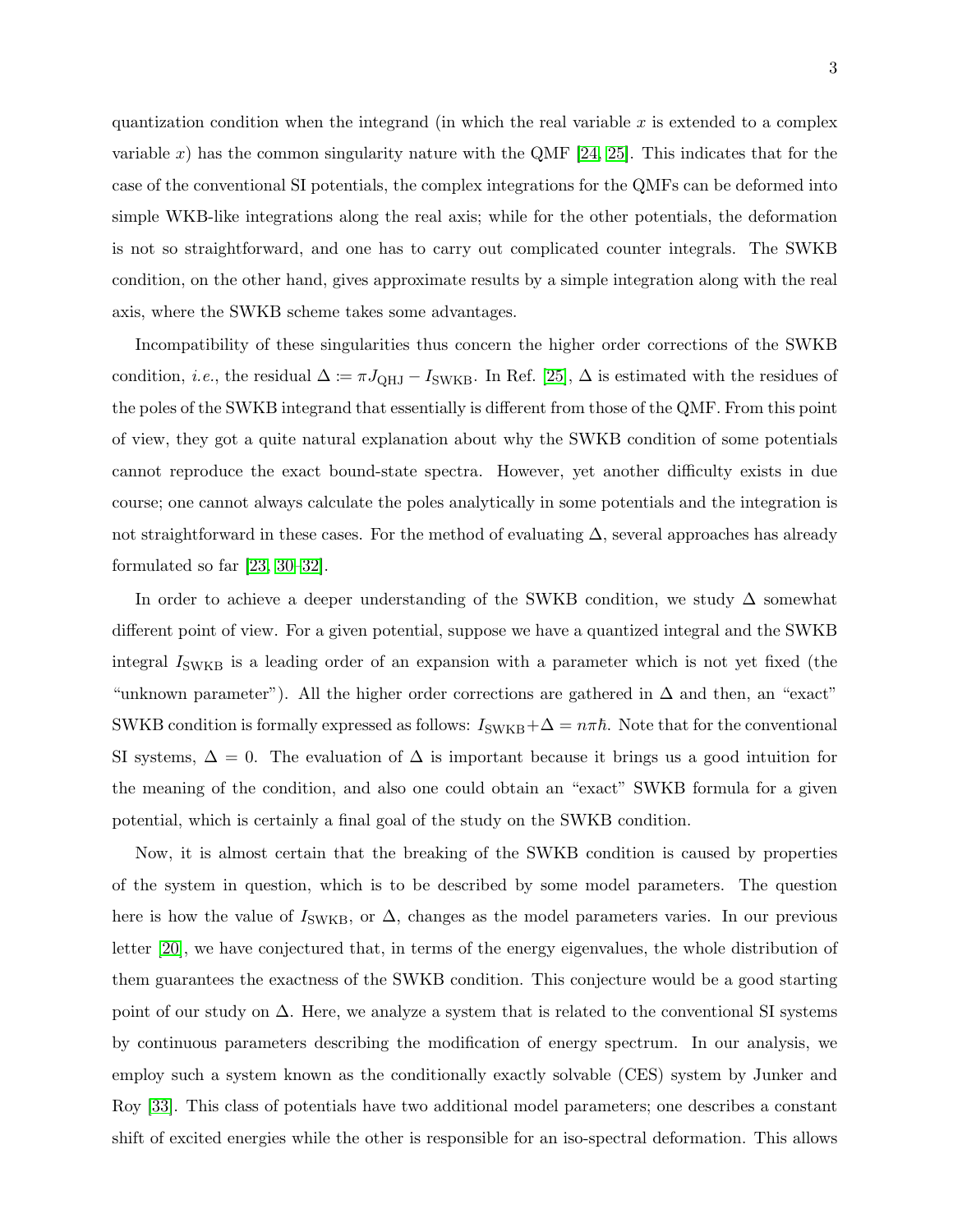quantization condition when the integrand (in which the real variable $x$ is extended to a complex variable $x$) has the common singularity nature with the QMF [24, 25]. This indicates that for the case of the conventional SI potentials, the complex integrations for the QMFs can be deformed into simple WKB-like integrations along the real axis; while for the other potentials, the deformation is not so straightforward, and one has to carry out complicated counter integrals. The SWKB condition, on the other hand, gives approximate results by a simple integration along with the real axis, where the SWKB scheme takes some advantages.

Incompatibility of these singularities thus concern the higher order corrections of the SWKB condition, *i.e.*, the residual $\Delta := \pi J_{\mathrm{QHJ}} - I_{\mathrm{SWKB}}$. In Ref. [25], $\Delta$ is estimated with the residues of the poles of the SWKB integrand that essentially is different from those of the QMF. From this point of view, they got a quite natural explanation about why the SWKB condition of some potentials cannot reproduce the exact bound-state spectra. However, yet another difficulty exists in due course; one cannot always calculate the poles analytically in some potentials and the integration is not straightforward in these cases. For the method of evaluating $\Delta$, several approaches has already formulated so far [23, 30–32].

In order to achieve a deeper understanding of the SWKB condition, we study $\Delta$ somewhat different point of view. For a given potential, suppose we have a quantized integral and the SWKB integral $I_{\mathrm{SWKB}}$ is a leading order of an expansion with a parameter which is not yet fixed (the "unknown parameter"). All the higher order corrections are gathered in $\Delta$ and then, an "exact" SWKB condition is formally expressed as follows: $I_{\mathrm{SWKB}} + \Delta = n\pi\hbar$. Note that for the conventional SI systems, $\Delta = 0$. The evaluation of $\Delta$ is important because it brings us a good intuition for the meaning of the condition, and also one could obtain an "exact" SWKB formula for a given potential, which is certainly a final goal of the study on the SWKB condition.

Now, it is almost certain that the breaking of the SWKB condition is caused by properties of the system in question, which is to be described by some model parameters. The question here is how the value of $I_{\mathrm{SWKB}}$, or $\Delta$, changes as the model parameters varies. In our previous letter [20], we have conjectured that, in terms of the energy eigenvalues, the whole distribution of them guarantees the exactness of the SWKB condition. This conjecture would be a good starting point of our study on $\Delta$. Here, we analyze a system that is related to the conventional SI systems by continuous parameters describing the modification of energy spectrum. In our analysis, we employ such a system known as the conditionally exactly solvable (CES) system by Junker and Roy [33]. This class of potentials have two additional model parameters; one describes a constant shift of excited energies while the other is responsible for an iso-spectral deformation. This allows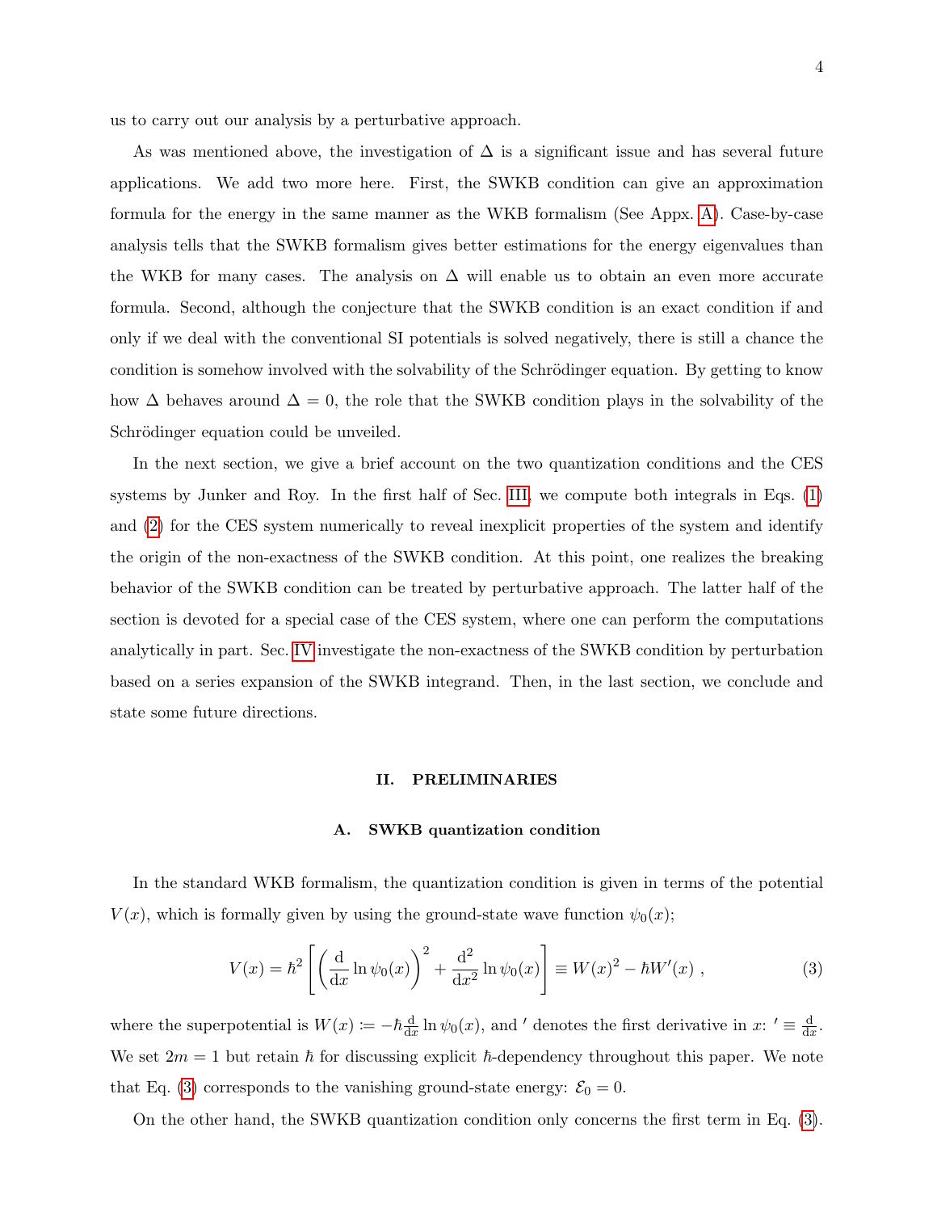us to carry out our analysis by a perturbative approach.

As was mentioned above, the investigation of $\Delta$ is a significant issue and has several future applications. We add two more here. First, the SWKB condition can give an approximation formula for the energy in the same manner as the WKB formalism (See Appx. A). Case-by-case analysis tells that the SWKB formalism gives better estimations for the energy eigenvalues than the WKB for many cases. The analysis on $\Delta$ will enable us to obtain an even more accurate formula. Second, although the conjecture that the SWKB condition is an exact condition if and only if we deal with the conventional SI potentials is solved negatively, there is still a chance the condition is somehow involved with the solvability of the Schrödinger equation. By getting to know how $\Delta$ behaves around $\Delta = 0$, the role that the SWKB condition plays in the solvability of the Schrödinger equation could be unveiled.

In the next section, we give a brief account on the two quantization conditions and the CES systems by Junker and Roy. In the first half of Sec. III, we compute both integrals in Eqs. (1) and (2) for the CES system numerically to reveal inexplicit properties of the system and identify the origin of the non-exactness of the SWKB condition. At this point, one realizes the breaking behavior of the SWKB condition can be treated by perturbative approach. The latter half of the section is devoted for a special case of the CES system, where one can perform the computations analytically in part. Sec. IV investigate the non-exactness of the SWKB condition by perturbation based on a series expansion of the SWKB integrand. Then, in the last section, we conclude and state some future directions.

## II. PRELIMINARIES

### A. SWKB quantization condition

In the standard WKB formalism, the quantization condition is given in terms of the potential $V(x)$, which is formally given by using the ground-state wave function $\psi_0(x)$;

$$V(x) = \hbar^2\left[\left(\frac{\mathrm{d}}{\mathrm{d}x}\ln\psi_0(x)\right)^2 + \frac{\mathrm{d}^2}{\mathrm{d}x^2}\ln\psi_0(x)\right] \equiv W(x)^2 - \hbar W'(x)\ , \tag{3}$$

where the superpotential is $W(x) \coloneqq -\hbar\frac{\mathrm{d}}{\mathrm{d}x}\ln\psi_0(x)$, and $'$ denotes the first derivative in $x$: $' \equiv \frac{\mathrm{d}}{\mathrm{d}x}$. We set $2m = 1$ but retain $\hbar$ for discussing explicit $\hbar$-dependency throughout this paper. We note that Eq. (3) corresponds to the vanishing ground-state energy: $\mathcal{E}_0 = 0$.

On the other hand, the SWKB quantization condition only concerns the first term in Eq. (3).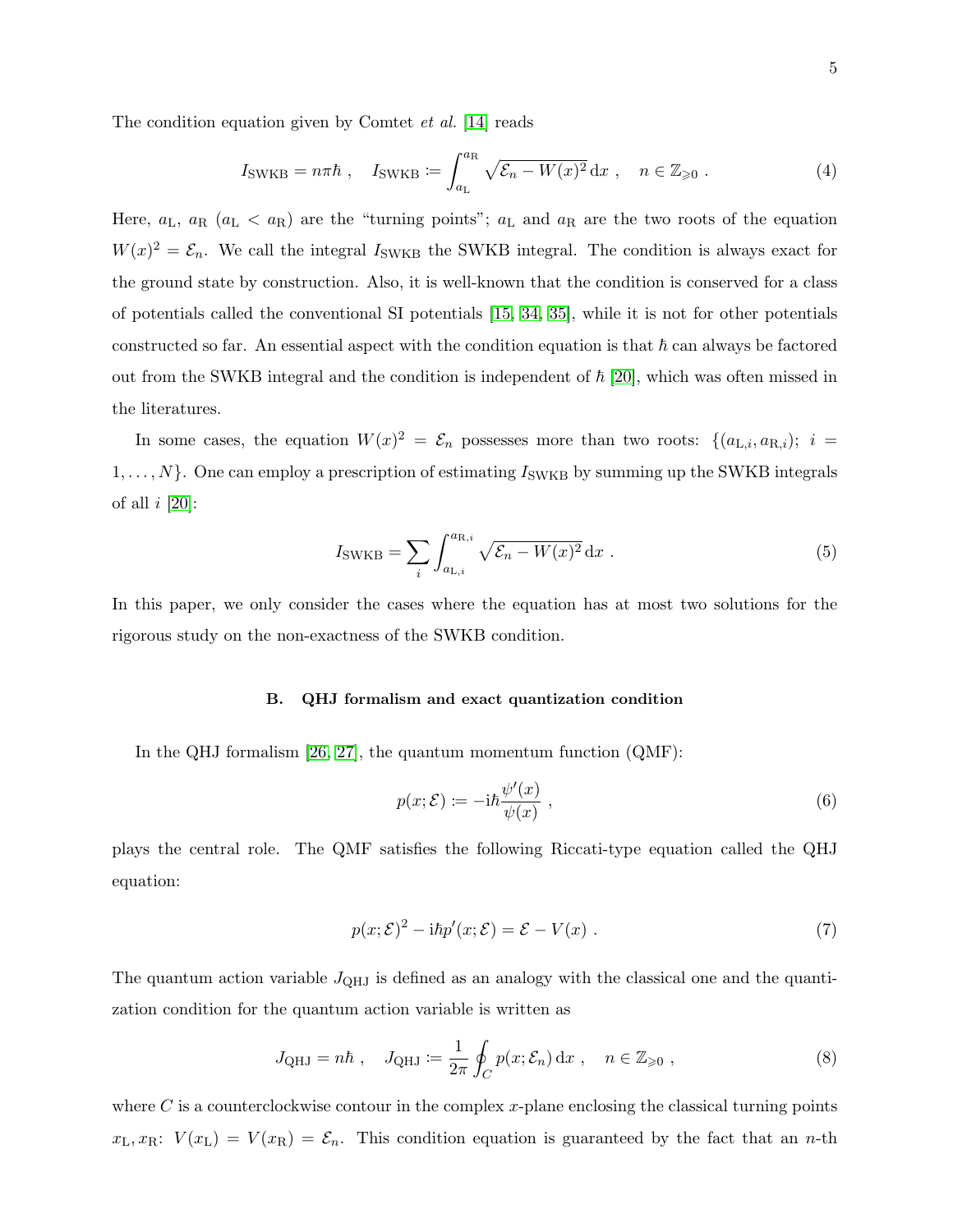The condition equation given by Comtet *et al.* [14] reads

$$I_{\rm SWKB} = n\pi\hbar \ , \quad I_{\rm SWKB} \coloneqq \int_{a_{\rm L}}^{a_{\rm R}} \sqrt{\mathcal{E}_n - W(x)^2}\,\mathrm{d}x \ , \quad n \in \mathbb{Z}_{\geqslant 0} \ . \tag{4}$$

Here, $a_{\rm L}$, $a_{\rm R}$ ($a_{\rm L} < a_{\rm R}$) are the "turning points"; $a_{\rm L}$ and $a_{\rm R}$ are the two roots of the equation $W(x)^2 = \mathcal{E}_n$. We call the integral $I_{\rm SWKB}$ the SWKB integral. The condition is always exact for the ground state by construction. Also, it is well-known that the condition is conserved for a class of potentials called the conventional SI potentials [15, 34, 35], while it is not for other potentials constructed so far. An essential aspect with the condition equation is that $\hbar$ can always be factored out from the SWKB integral and the condition is independent of $\hbar$ [20], which was often missed in the literatures.

In some cases, the equation $W(x)^2 = \mathcal{E}_n$ possesses more than two roots: $\{(a_{{\rm L},i}, a_{{\rm R},i});\ i = 1, \ldots, N\}$. One can employ a prescription of estimating $I_{\rm SWKB}$ by summing up the SWKB integrals of all $i$ [20]:

$$I_{\rm SWKB} = \sum_i \int_{a_{{\rm L},i}}^{a_{{\rm R},i}} \sqrt{\mathcal{E}_n - W(x)^2}\,\mathrm{d}x \ . \tag{5}$$

In this paper, we only consider the cases where the equation has at most two solutions for the rigorous study on the non-exactness of the SWKB condition.

### B. QHJ formalism and exact quantization condition

In the QHJ formalism [26, 27], the quantum momentum function (QMF):

$$p(x;\mathcal{E}) \coloneqq -\mathrm{i}\hbar\frac{\psi'(x)}{\psi(x)} \ , \tag{6}$$

plays the central role. The QMF satisfies the following Riccati-type equation called the QHJ equation:

$$p(x;\mathcal{E})^2 - \mathrm{i}\hbar p'(x;\mathcal{E}) = \mathcal{E} - V(x) \ . \tag{7}$$

The quantum action variable $J_{\rm QHJ}$ is defined as an analogy with the classical one and the quantization condition for the quantum action variable is written as

$$J_{\rm QHJ} = n\hbar \ , \quad J_{\rm QHJ} \coloneqq \frac{1}{2\pi}\oint_C p(x;\mathcal{E}_n)\,\mathrm{d}x \ , \quad n \in \mathbb{Z}_{\geqslant 0} \ , \tag{8}$$

where $C$ is a counterclockwise contour in the complex $x$-plane enclosing the classical turning points $x_{\rm L}, x_{\rm R}$: $V(x_{\rm L}) = V(x_{\rm R}) = \mathcal{E}_n$. This condition equation is guaranteed by the fact that an $n$-th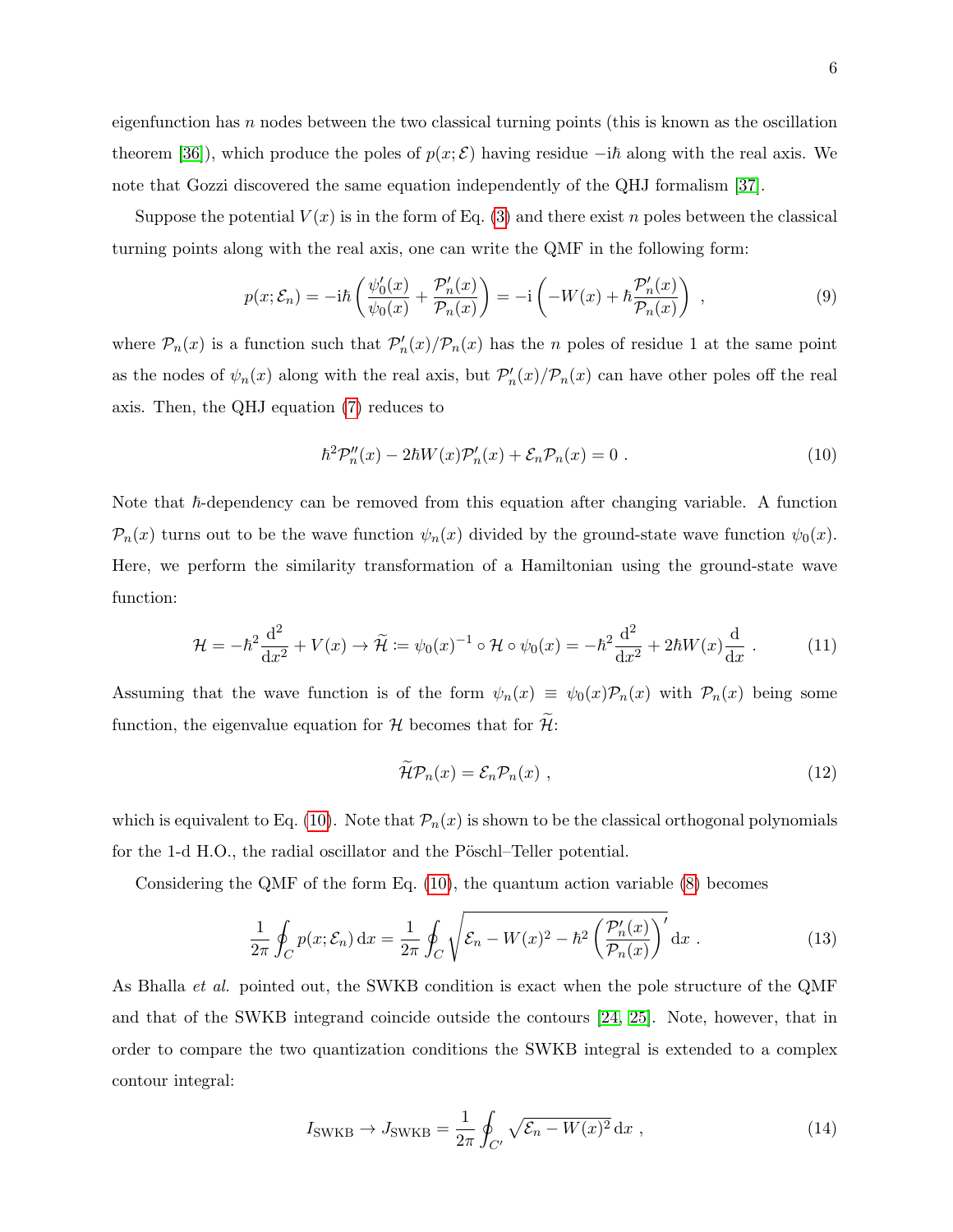eigenfunction has $n$ nodes between the two classical turning points (this is known as the oscillation theorem [36]), which produce the poles of $p(x;\mathcal{E})$ having residue $-\mathrm{i}\hbar$ along with the real axis. We note that Gozzi discovered the same equation independently of the QHJ formalism [37].

Suppose the potential $V(x)$ is in the form of Eq. (3) and there exist $n$ poles between the classical turning points along with the real axis, one can write the QMF in the following form:

$$p(x;\mathcal{E}_n) = -\mathrm{i}\hbar\left(\frac{\psi_0'(x)}{\psi_0(x)} + \frac{\mathcal{P}_n'(x)}{\mathcal{P}_n(x)}\right) = -\mathrm{i}\left(-W(x) + \hbar\frac{\mathcal{P}_n'(x)}{\mathcal{P}_n(x)}\right) , \tag{9}$$

where $\mathcal{P}_n(x)$ is a function such that $\mathcal{P}_n'(x)/\mathcal{P}_n(x)$ has the $n$ poles of residue 1 at the same point as the nodes of $\psi_n(x)$ along with the real axis, but $\mathcal{P}_n'(x)/\mathcal{P}_n(x)$ can have other poles off the real axis. Then, the QHJ equation (7) reduces to

$$\hbar^2\mathcal{P}_n''(x) - 2\hbar W(x)\mathcal{P}_n'(x) + \mathcal{E}_n\mathcal{P}_n(x) = 0 . \tag{10}$$

Note that $\hbar$-dependency can be removed from this equation after changing variable. A function $\mathcal{P}_n(x)$ turns out to be the wave function $\psi_n(x)$ divided by the ground-state wave function $\psi_0(x)$. Here, we perform the similarity transformation of a Hamiltonian using the ground-state wave function:

$$\mathcal{H} = -\hbar^2\frac{\mathrm{d}^2}{\mathrm{d}x^2} + V(x) \to \widetilde{\mathcal{H}} := \psi_0(x)^{-1}\circ\mathcal{H}\circ\psi_0(x) = -\hbar^2\frac{\mathrm{d}^2}{\mathrm{d}x^2} + 2\hbar W(x)\frac{\mathrm{d}}{\mathrm{d}x} . \tag{11}$$

Assuming that the wave function is of the form $\psi_n(x) \equiv \psi_0(x)\mathcal{P}_n(x)$ with $\mathcal{P}_n(x)$ being some function, the eigenvalue equation for $\mathcal{H}$ becomes that for $\widetilde{\mathcal{H}}$:

$$\widetilde{\mathcal{H}}\mathcal{P}_n(x) = \mathcal{E}_n\mathcal{P}_n(x) , \tag{12}$$

which is equivalent to Eq. (10). Note that $\mathcal{P}_n(x)$ is shown to be the classical orthogonal polynomials for the 1-d H.O., the radial oscillator and the Pöschl–Teller potential.

Considering the QMF of the form Eq. (10), the quantum action variable (8) becomes

$$\frac{1}{2\pi}\oint_C p(x;\mathcal{E}_n)\,\mathrm{d}x = \frac{1}{2\pi}\oint_C\sqrt{\mathcal{E}_n - W(x)^2 - \hbar^2\left(\frac{\mathcal{P}_n'(x)}{\mathcal{P}_n(x)}\right)'}\,\mathrm{d}x . \tag{13}$$

As Bhalla *et al.* pointed out, the SWKB condition is exact when the pole structure of the QMF and that of the SWKB integrand coincide outside the contours [24, 25]. Note, however, that in order to compare the two quantization conditions the SWKB integral is extended to a complex contour integral:

$$I_{\mathrm{SWKB}} \to J_{\mathrm{SWKB}} = \frac{1}{2\pi}\oint_{C'}\sqrt{\mathcal{E}_n - W(x)^2}\,\mathrm{d}x , \tag{14}$$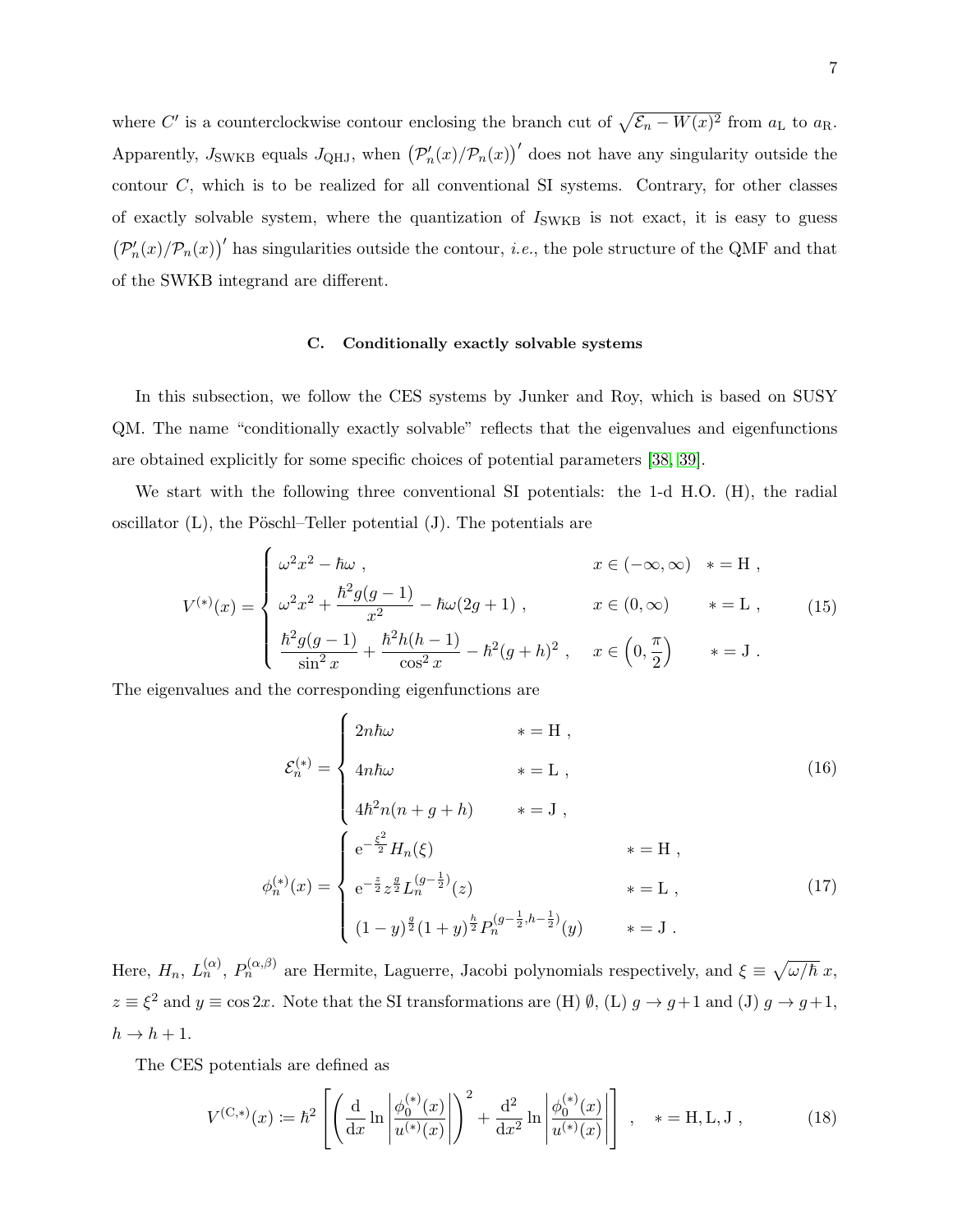where $C'$ is a counterclockwise contour enclosing the branch cut of $\sqrt{\mathcal{E}_n - W(x)^2}$ from $a_{\rm L}$ to $a_{\rm R}$. Apparently, $J_{\rm SWKB}$ equals $J_{\rm QHJ}$, when $\left(\mathcal{P}_n'(x)/\mathcal{P}_n(x)\right)'$ does not have any singularity outside the contour $C$, which is to be realized for all conventional SI systems. Contrary, for other classes of exactly solvable system, where the quantization of $I_{\rm SWKB}$ is not exact, it is easy to guess $\left(\mathcal{P}_n'(x)/\mathcal{P}_n(x)\right)'$ has singularities outside the contour, *i.e.*, the pole structure of the QMF and that of the SWKB integrand are different.

### C. Conditionally exactly solvable systems

In this subsection, we follow the CES systems by Junker and Roy, which is based on SUSY QM. The name "conditionally exactly solvable" reflects that the eigenvalues and eigenfunctions are obtained explicitly for some specific choices of potential parameters [38, 39].

We start with the following three conventional SI potentials: the 1-d H.O. (H), the radial oscillator (L), the Pöschl–Teller potential (J). The potentials are

$$
V^{(*)}(x) = \begin{cases} \omega^2 x^2 - \hbar\omega \ , & x \in (-\infty, \infty) \quad * = \mathrm{H} \ , \\ \omega^2 x^2 + \dfrac{\hbar^2 g(g-1)}{x^2} - \hbar\omega(2g+1) \ , & x \in (0, \infty) \qquad * = \mathrm{L} \ , \\ \dfrac{\hbar^2 g(g-1)}{\sin^2 x} + \dfrac{\hbar^2 h(h-1)}{\cos^2 x} - \hbar^2 (g+h)^2 \ , & x \in \left(0, \dfrac{\pi}{2}\right) \qquad * = \mathrm{J} \ . \end{cases} \tag{15}
$$

The eigenvalues and the corresponding eigenfunctions are

$$
\mathcal{E}_n^{(*)} = \begin{cases} 2n\hbar\omega & * = \mathrm{H} \ , \\ 4n\hbar\omega & * = \mathrm{L} \ , \\ 4\hbar^2 n(n+g+h) & * = \mathrm{J} \ , \end{cases} \tag{16}
$$

$$
\phi_n^{(*)}(x) = \begin{cases} \mathrm{e}^{-\frac{\xi^2}{2}} H_n(\xi) & * = \mathrm{H} \ , \\ \mathrm{e}^{-\frac{z}{2}} z^{\frac{g}{2}} L_n^{(g-\frac{1}{2})}(z) & * = \mathrm{L} \ , \\ (1-y)^{\frac{g}{2}} (1+y)^{\frac{h}{2}} P_n^{(g-\frac{1}{2}, h-\frac{1}{2})}(y) & * = \mathrm{J} \ . \end{cases} \tag{17}
$$

Here, $H_n$, $L_n^{(\alpha)}$, $P_n^{(\alpha,\beta)}$ are Hermite, Laguerre, Jacobi polynomials respectively, and $\xi \equiv \sqrt{\omega/\hbar}\, x$, $z \equiv \xi^2$ and $y \equiv \cos 2x$. Note that the SI transformations are (H) $\emptyset$, (L) $g \to g+1$ and (J) $g \to g+1$, $h \to h+1$.

The CES potentials are defined as

$$
V^{(\mathrm{C},*)}(x) \coloneqq \hbar^2 \left[ \left( \frac{\mathrm{d}}{\mathrm{d}x} \ln \left| \frac{\phi_0^{(*)}(x)}{u^{(*)}(x)} \right| \right)^2 + \frac{\mathrm{d}^2}{\mathrm{d}x^2} \ln \left| \frac{\phi_0^{(*)}(x)}{u^{(*)}(x)} \right| \right] \ , \quad * = \mathrm{H}, \mathrm{L}, \mathrm{J} \ , \tag{18}
$$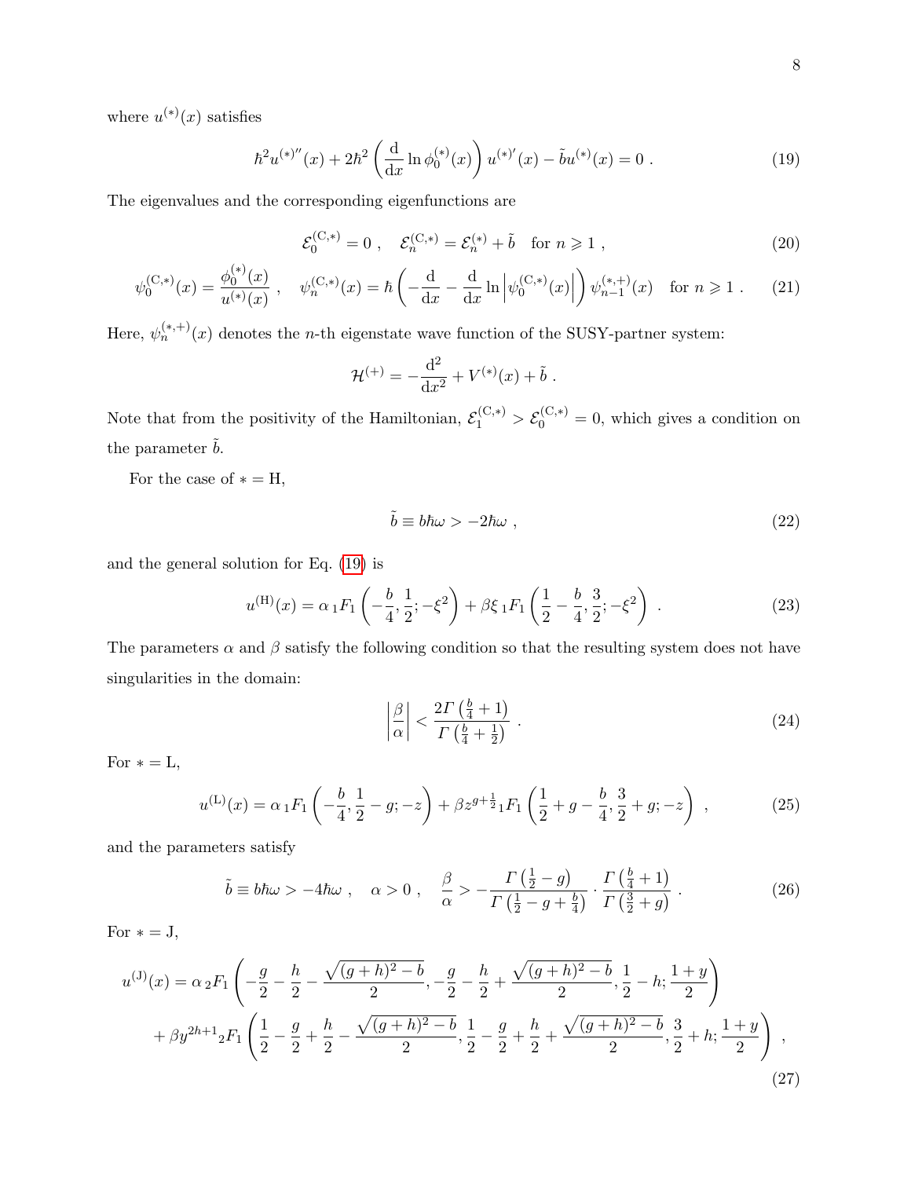where $u^{(*)}(x)$ satisfies

$$\hbar^2 u^{(*)''}(x) + 2\hbar^2 \left( \frac{\mathrm{d}}{\mathrm{d}x} \ln \phi_0^{(*)}(x) \right) u^{(*)'}(x) - \tilde{b} u^{(*)}(x) = 0 \ . \tag{19}$$

The eigenvalues and the corresponding eigenfunctions are

$$\mathcal{E}_0^{(\mathrm{C},*)} = 0 \ , \quad \mathcal{E}_n^{(\mathrm{C},*)} = \mathcal{E}_n^{(*)} + \tilde{b} \quad \text{for } n \geqslant 1 \ , \tag{20}$$

$$\psi_0^{(\mathrm{C},*)}(x) = \frac{\phi_0^{(*)}(x)}{u^{(*)}(x)} \ , \quad \psi_n^{(\mathrm{C},*)}(x) = \hbar \left( -\frac{\mathrm{d}}{\mathrm{d}x} - \frac{\mathrm{d}}{\mathrm{d}x} \ln \left| \psi_0^{(\mathrm{C},*)}(x) \right| \right) \psi_{n-1}^{(*,+)}(x) \quad \text{for } n \geqslant 1 \ . \tag{21}$$

Here, $\psi_n^{(*,+)}(x)$ denotes the $n$-th eigenstate wave function of the SUSY-partner system:

$$\mathcal{H}^{(+)} = -\frac{\mathrm{d}^2}{\mathrm{d}x^2} + V^{(*)}(x) + \tilde{b} \ .$$

Note that from the positivity of the Hamiltonian, $\mathcal{E}_1^{(\mathrm{C},*)} > \mathcal{E}_0^{(\mathrm{C},*)} = 0$, which gives a condition on the parameter $\tilde{b}$.

For the case of $* = \mathrm{H}$,

$$\tilde{b} \equiv b\hbar\omega > -2\hbar\omega \ , \tag{22}$$

and the general solution for Eq. (19) is

$$u^{(\mathrm{H})}(x) = \alpha \, {}_1F_1\left( -\frac{b}{4}, \frac{1}{2}; -\xi^2 \right) + \beta \xi \, {}_1F_1\left( \frac{1}{2} - \frac{b}{4}, \frac{3}{2}; -\xi^2 \right) \ . \tag{23}$$

The parameters $\alpha$ and $\beta$ satisfy the following condition so that the resulting system does not have singularities in the domain:

$$\left| \frac{\beta}{\alpha} \right| < \frac{2\Gamma\left(\frac{b}{4}+1\right)}{\Gamma\left(\frac{b}{4}+\frac{1}{2}\right)} \ . \tag{24}$$

For $* = \mathrm{L}$,

$$u^{(\mathrm{L})}(x) = \alpha \, {}_1F_1\left( -\frac{b}{4}, \frac{1}{2} - g; -z \right) + \beta z^{g+\frac{1}{2}} \, {}_1F_1\left( \frac{1}{2} + g - \frac{b}{4}, \frac{3}{2} + g; -z \right) \ , \tag{25}$$

and the parameters satisfy

$$\tilde{b} \equiv b\hbar\omega > -4\hbar\omega \ , \quad \alpha > 0 \ , \quad \frac{\beta}{\alpha} > -\frac{\Gamma\left(\frac{1}{2}-g\right)}{\Gamma\left(\frac{1}{2}-g+\frac{b}{4}\right)} \cdot \frac{\Gamma\left(\frac{b}{4}+1\right)}{\Gamma\left(\frac{3}{2}+g\right)} \ . \tag{26}$$

For $* = \mathrm{J}$,

$$\begin{aligned} u^{(\mathrm{J})}(x) = \ & \alpha \, {}_2F_1\left( -\frac{g}{2} - \frac{h}{2} - \frac{\sqrt{(g+h)^2 - b}}{2}, -\frac{g}{2} - \frac{h}{2} + \frac{\sqrt{(g+h)^2 - b}}{2}, \frac{1}{2} - h; \frac{1+y}{2} \right) \\ & + \beta y^{2h+1} \, {}_2F_1\left( \frac{1}{2} - \frac{g}{2} + \frac{h}{2} - \frac{\sqrt{(g+h)^2 - b}}{2}, \frac{1}{2} - \frac{g}{2} + \frac{h}{2} + \frac{\sqrt{(g+h)^2 - b}}{2}, \frac{3}{2} + h; \frac{1+y}{2} \right) \ , \end{aligned} \tag{27}$$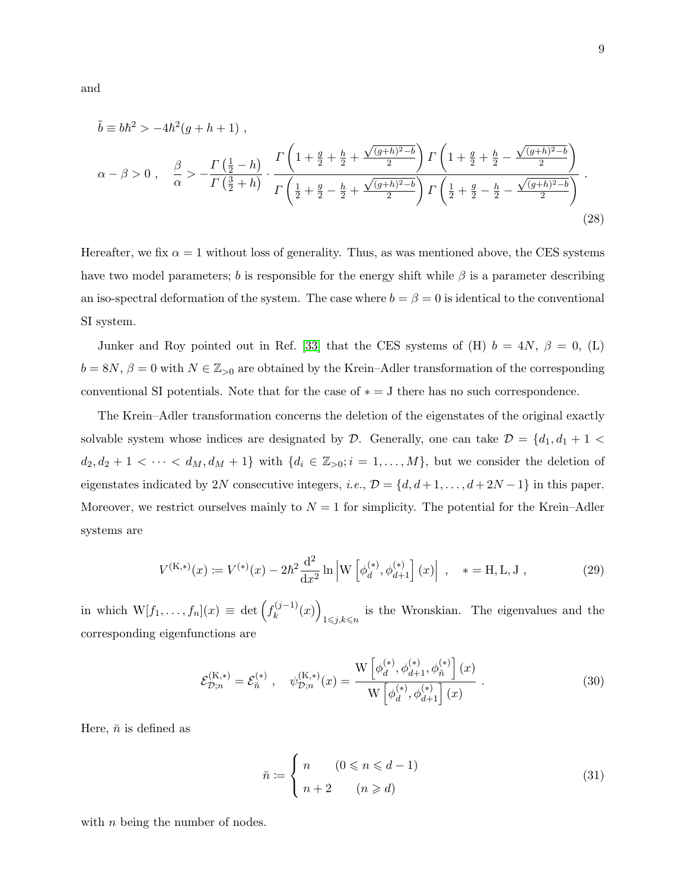and

$$
\tilde{b} \equiv b\hbar^2 > -4\hbar^2(g+h+1) \ ,
$$

$$
\alpha - \beta > 0 \ , \quad \frac{\beta}{\alpha} > -\frac{\Gamma\left(\frac{1}{2}-h\right)}{\Gamma\left(\frac{3}{2}+h\right)} \cdot \frac{\Gamma\left(1+\frac{g}{2}+\frac{h}{2}+\frac{\sqrt{(g+h)^2-b}}{2}\right)\Gamma\left(1+\frac{g}{2}+\frac{h}{2}-\frac{\sqrt{(g+h)^2-b}}{2}\right)}{\Gamma\left(\frac{1}{2}+\frac{g}{2}-\frac{h}{2}+\frac{\sqrt{(g+h)^2-b}}{2}\right)\Gamma\left(\frac{1}{2}+\frac{g}{2}-\frac{h}{2}-\frac{\sqrt{(g+h)^2-b}}{2}\right)} \ . \tag{28}
$$

Hereafter, we fix $\alpha = 1$ without loss of generality. Thus, as was mentioned above, the CES systems have two model parameters; $b$ is responsible for the energy shift while $\beta$ is a parameter describing an iso-spectral deformation of the system. The case where $b = \beta = 0$ is identical to the conventional SI system.

Junker and Roy pointed out in Ref. [33] that the CES systems of (H) $b = 4N$, $\beta = 0$, (L) $b = 8N$, $\beta = 0$ with $N \in \mathbb{Z}_{>0}$ are obtained by the Krein–Adler transformation of the corresponding conventional SI potentials. Note that for the case of $* = \mathrm{J}$ there has no such correspondence.

The Krein–Adler transformation concerns the deletion of the eigenstates of the original exactly solvable system whose indices are designated by $\mathcal{D}$. Generally, one can take $\mathcal{D} = \{d_1, d_1+1 < d_2, d_2+1 < \cdots < d_M, d_M+1\}$ with $\{d_i \in \mathbb{Z}_{>0}; i = 1, \ldots, M\}$, but we consider the deletion of eigenstates indicated by $2N$ consecutive integers, *i.e.*, $\mathcal{D} = \{d, d+1, \ldots, d+2N-1\}$ in this paper. Moreover, we restrict ourselves mainly to $N = 1$ for simplicity. The potential for the Krein–Adler systems are

$$
V^{(\mathrm{K},*)}(x) \coloneqq V^{(*)}(x) - 2\hbar^2 \frac{\mathrm{d}^2}{\mathrm{d}x^2} \ln \left| \mathrm{W}\left[\phi_d^{(*)}, \phi_{d+1}^{(*)}\right](x) \right| \ , \quad * = \mathrm{H}, \mathrm{L}, \mathrm{J} \ , \tag{29}
$$

in which $\mathrm{W}[f_1, \ldots, f_n](x) \equiv \det\left(f_k^{(j-1)}(x)\right)_{1 \leqslant j,k \leqslant n}$ is the Wronskian. The eigenvalues and the corresponding eigenfunctions are

$$
\mathcal{E}_{\mathcal{D};n}^{(\mathrm{K},*)} = \mathcal{E}_{\breve{n}}^{(*)} \ , \quad \psi_{\mathcal{D};n}^{(\mathrm{K},*)}(x) = \frac{\mathrm{W}\left[\phi_d^{(*)}, \phi_{d+1}^{(*)}, \phi_{\breve{n}}^{(*)}\right](x)}{\mathrm{W}\left[\phi_d^{(*)}, \phi_{d+1}^{(*)}\right](x)} \ . \tag{30}
$$

Here, $\breve{n}$ is defined as

$$
\breve{n} \coloneqq \begin{cases} n & (0 \leqslant n \leqslant d-1) \\ n+2 & (n \geqslant d) \end{cases} \tag{31}
$$

with $n$ being the number of nodes.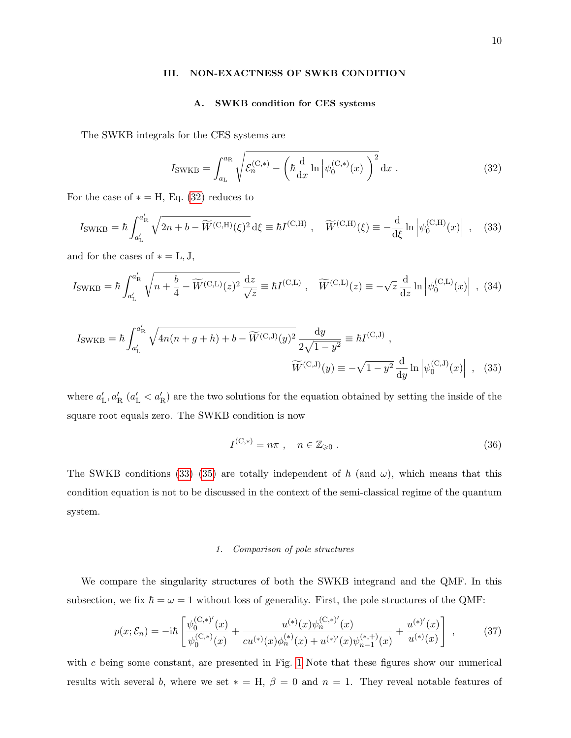## III. NON-EXACTNESS OF SWKB CONDITION

### A. SWKB condition for CES systems

The SWKB integrals for the CES systems are

$$I_{\rm SWKB} = \int_{a_{\rm L}}^{a_{\rm R}} \sqrt{\mathcal{E}_n^{({\rm C},*)} - \left(\hbar \frac{\mathrm{d}}{\mathrm{d}x} \ln \left|\psi_0^{({\rm C},*)}(x)\right|\right)^2}\,\mathrm{d}x \ . \tag{32}$$

For the case of $* = {\rm H}$, Eq. (32) reduces to

$$I_{\rm SWKB} = \hbar \int_{a'_{\rm L}}^{a'_{\rm R}} \sqrt{2n + b - \widetilde{W}^{({\rm C,H})}(\xi)^2}\,\mathrm{d}\xi \equiv \hbar I^{({\rm C,H})} \ , \quad \widetilde{W}^{({\rm C,H})}(\xi) \equiv -\frac{\mathrm{d}}{\mathrm{d}\xi} \ln \left|\psi_0^{({\rm C,H})}(x)\right| \ , \tag{33}$$

and for the cases of $* = {\rm L}, {\rm J}$,

$$I_{\rm SWKB} = \hbar \int_{a'_{\rm L}}^{a'_{\rm R}} \sqrt{n + \frac{b}{4} - \widetilde{W}^{({\rm C,L})}(z)^2}\,\frac{\mathrm{d}z}{\sqrt{z}} \equiv \hbar I^{({\rm C,L})} \ , \quad \widetilde{W}^{({\rm C,L})}(z) \equiv -\sqrt{z}\,\frac{\mathrm{d}}{\mathrm{d}z} \ln \left|\psi_0^{({\rm C,L})}(x)\right| \ , \tag{34}$$

$$I_{\rm SWKB} = \hbar \int_{a'_{\rm L}}^{a'_{\rm R}} \sqrt{4n(n+g+h) + b - \widetilde{W}^{({\rm C,J})}(y)^2}\,\frac{\mathrm{d}y}{2\sqrt{1-y^2}} \equiv \hbar I^{({\rm C,J})} \ ,$$
$$\widetilde{W}^{({\rm C,J})}(y) \equiv -\sqrt{1-y^2}\,\frac{\mathrm{d}}{\mathrm{d}y} \ln \left|\psi_0^{({\rm C,J})}(x)\right| \ , \tag{35}$$

where $a'_{\rm L}, a'_{\rm R}$ ($a'_{\rm L} < a'_{\rm R}$) are the two solutions for the equation obtained by setting the inside of the square root equals zero. The SWKB condition is now

$$I^{({\rm C},*)} = n\pi \ , \quad n \in \mathbb{Z}_{\geqslant 0} \ . \tag{36}$$

The SWKB conditions (33)–(35) are totally independent of $\hbar$ (and $\omega$), which means that this condition equation is not to be discussed in the context of the semi-classical regime of the quantum system.

#### 1. Comparison of pole structures

We compare the singularity structures of both the SWKB integrand and the QMF. In this subsection, we fix $\hbar = \omega = 1$ without loss of generality. First, the pole structures of the QMF:

$$p(x;\mathcal{E}_n) = -\mathrm{i}\hbar \left[\frac{\psi_0^{({\rm C},*)\prime}(x)}{\psi_0^{({\rm C},*)}(x)} + \frac{u^{(*)}(x)\psi_n^{({\rm C},*)\prime}(x)}{cu^{(*)}(x)\phi_n^{(*)}(x) + u^{(*)\prime}(x)\psi_{n-1}^{(*,+)}(x)} + \frac{u^{(*)\prime}(x)}{u^{(*)}(x)}\right] \ , \tag{37}$$

with $c$ being some constant, are presented in Fig. 1 Note that these figures show our numerical results with several $b$, where we set $* = {\rm H}$, $\beta = 0$ and $n = 1$. They reveal notable features of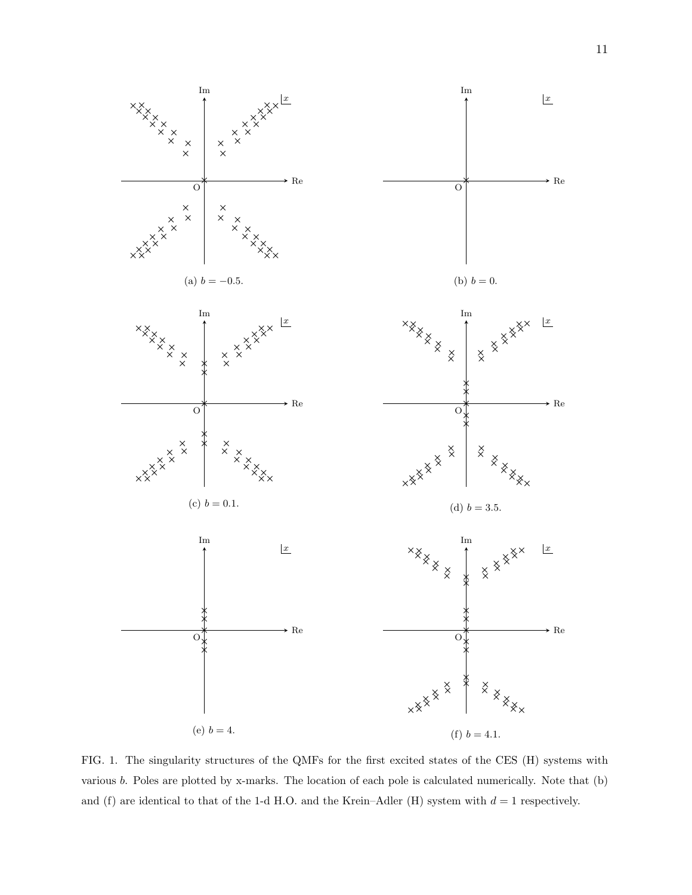(a) $b = -0.5$.

(b) $b = 0$.

(c) $b = 0.1$.

(d) $b = 3.5$.

(e) $b = 4$.

(f) $b = 4.1$.

FIG. 1. The singularity structures of the QMFs for the first excited states of the CES (H) systems with various $b$. Poles are plotted by x-marks. The location of each pole is calculated numerically. Note that (b) and (f) are identical to that of the 1-d H.O. and the Krein–Adler (H) system with $d = 1$ respectively.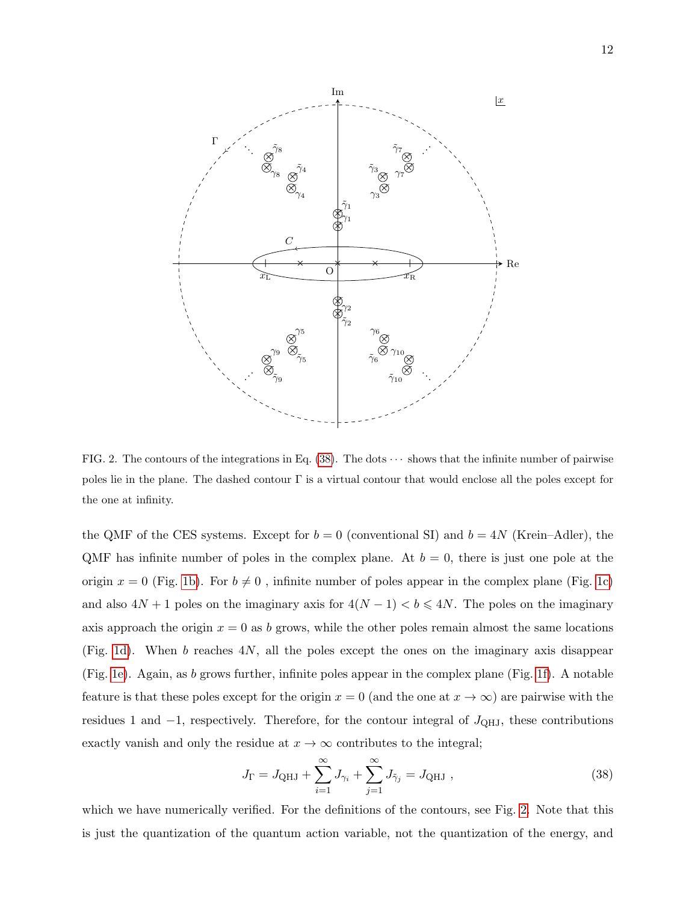FIG. 2. The contours of the integrations in Eq. (38). The dots $\cdots$ shows that the infinite number of pairwise poles lie in the plane. The dashed contour $\Gamma$ is a virtual contour that would enclose all the poles except for the one at infinity.

the QMF of the CES systems. Except for $b = 0$ (conventional SI) and $b = 4N$ (Krein–Adler), the QMF has infinite number of poles in the complex plane. At $b = 0$, there is just one pole at the origin $x = 0$ (Fig. 1b). For $b \neq 0$ , infinite number of poles appear in the complex plane (Fig. 1c) and also $4N + 1$ poles on the imaginary axis for $4(N-1) < b \leqslant 4N$. The poles on the imaginary axis approach the origin $x = 0$ as $b$ grows, while the other poles remain almost the same locations (Fig. 1d). When $b$ reaches $4N$, all the poles except the ones on the imaginary axis disappear (Fig. 1e). Again, as $b$ grows further, infinite poles appear in the complex plane (Fig. 1f). A notable feature is that these poles except for the origin $x = 0$ (and the one at $x \to \infty$) are pairwise with the residues 1 and $-1$, respectively. Therefore, for the contour integral of $J_{\mathrm{QHJ}}$, these contributions exactly vanish and only the residue at $x \to \infty$ contributes to the integral;

$$J_\Gamma = J_{\mathrm{QHJ}} + \sum_{i=1}^{\infty} J_{\gamma_i} + \sum_{j=1}^{\infty} J_{\tilde{\gamma}_j} = J_{\mathrm{QHJ}} \ , \tag{38}$$

which we have numerically verified. For the definitions of the contours, see Fig. 2. Note that this is just the quantization of the quantum action variable, not the quantization of the energy, and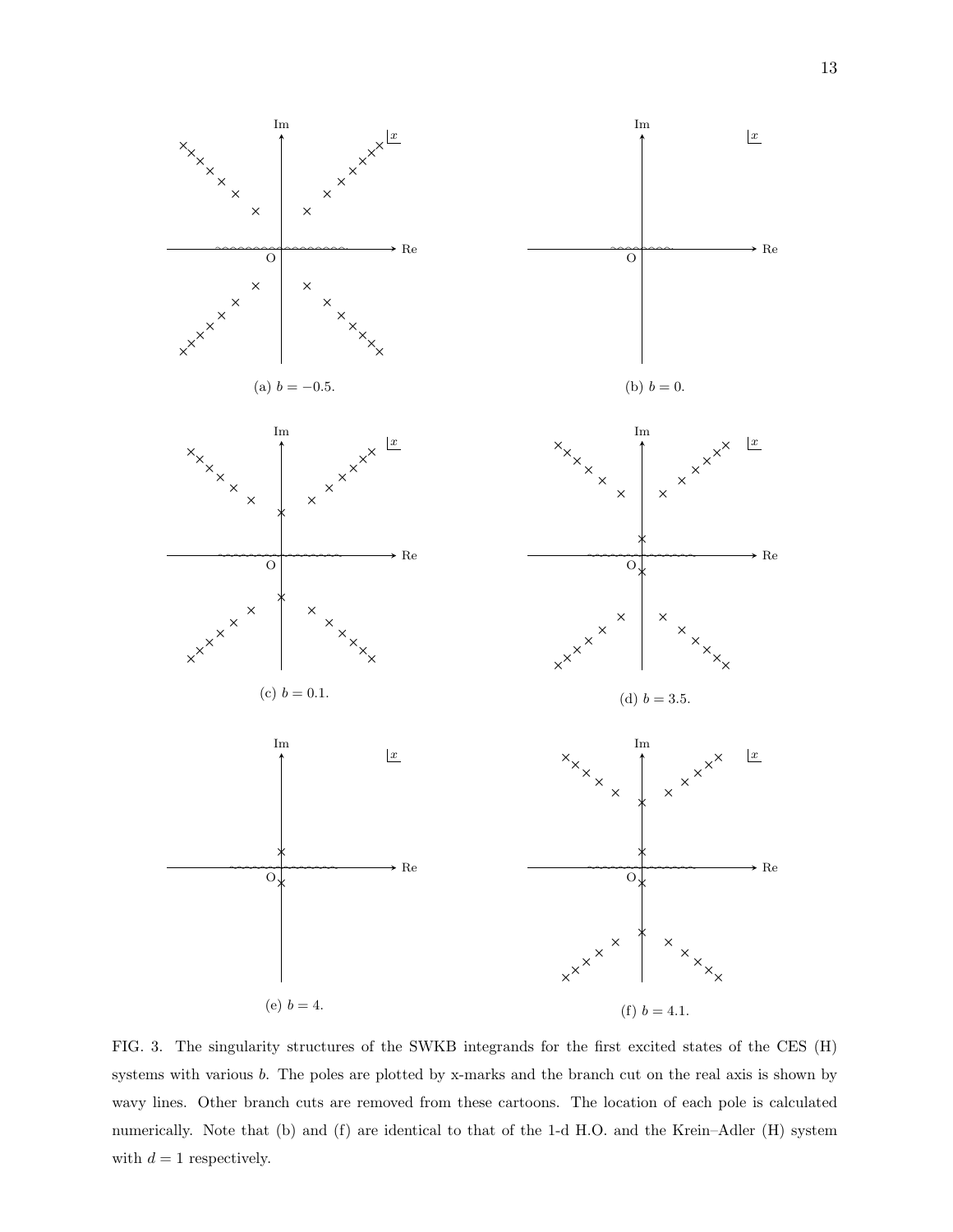(a) $b = -0.5$.

(b) $b = 0$.

(c) $b = 0.1$.

(d) $b = 3.5$.

(e) $b = 4$.

(f) $b = 4.1$.

FIG. 3. The singularity structures of the SWKB integrands for the first excited states of the CES (H) systems with various $b$. The poles are plotted by x-marks and the branch cut on the real axis is shown by wavy lines. Other branch cuts are removed from these cartoons. The location of each pole is calculated numerically. Note that (b) and (f) are identical to that of the 1-d H.O. and the Krein–Adler (H) system with $d = 1$ respectively.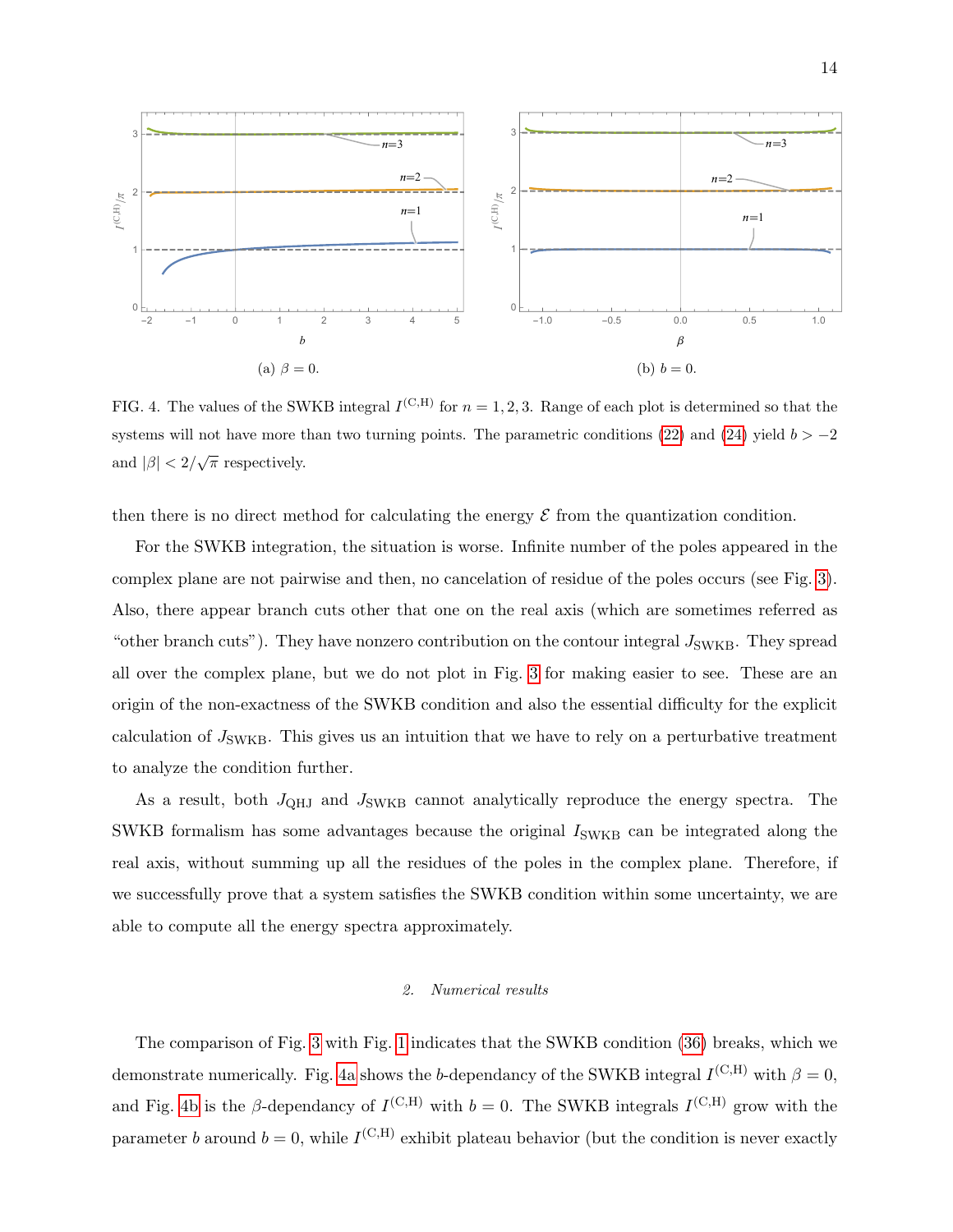(a) $\beta = 0$.

(b) $b = 0$.

FIG. 4. The values of the SWKB integral $I^{(\mathrm{C,H})}$ for $n = 1, 2, 3$. Range of each plot is determined so that the systems will not have more than two turning points. The parametric conditions (22) and (24) yield $b > -2$ and $|\beta| < 2/\sqrt{\pi}$ respectively.

then there is no direct method for calculating the energy $\mathcal{E}$ from the quantization condition.

For the SWKB integration, the situation is worse. Infinite number of the poles appeared in the complex plane are not pairwise and then, no cancelation of residue of the poles occurs (see Fig. 3). Also, there appear branch cuts other that one on the real axis (which are sometimes referred as "other branch cuts"). They have nonzero contribution on the contour integral $J_{\mathrm{SWKB}}$. They spread all over the complex plane, but we do not plot in Fig. 3 for making easier to see. These are an origin of the non-exactness of the SWKB condition and also the essential difficulty for the explicit calculation of $J_{\mathrm{SWKB}}$. This gives us an intuition that we have to rely on a perturbative treatment to analyze the condition further.

As a result, both $J_{\mathrm{QHJ}}$ and $J_{\mathrm{SWKB}}$ cannot analytically reproduce the energy spectra. The SWKB formalism has some advantages because the original $I_{\mathrm{SWKB}}$ can be integrated along the real axis, without summing up all the residues of the poles in the complex plane. Therefore, if we successfully prove that a system satisfies the SWKB condition within some uncertainty, we are able to compute all the energy spectra approximately.

#### *2. Numerical results*

The comparison of Fig. 3 with Fig. 1 indicates that the SWKB condition (36) breaks, which we demonstrate numerically. Fig. 4a shows the $b$-dependancy of the SWKB integral $I^{(\mathrm{C,H})}$ with $\beta = 0$, and Fig. 4b is the $\beta$-dependancy of $I^{(\mathrm{C,H})}$ with $b = 0$. The SWKB integrals $I^{(\mathrm{C,H})}$ grow with the parameter $b$ around $b = 0$, while $I^{(\mathrm{C,H})}$ exhibit plateau behavior (but the condition is never exactly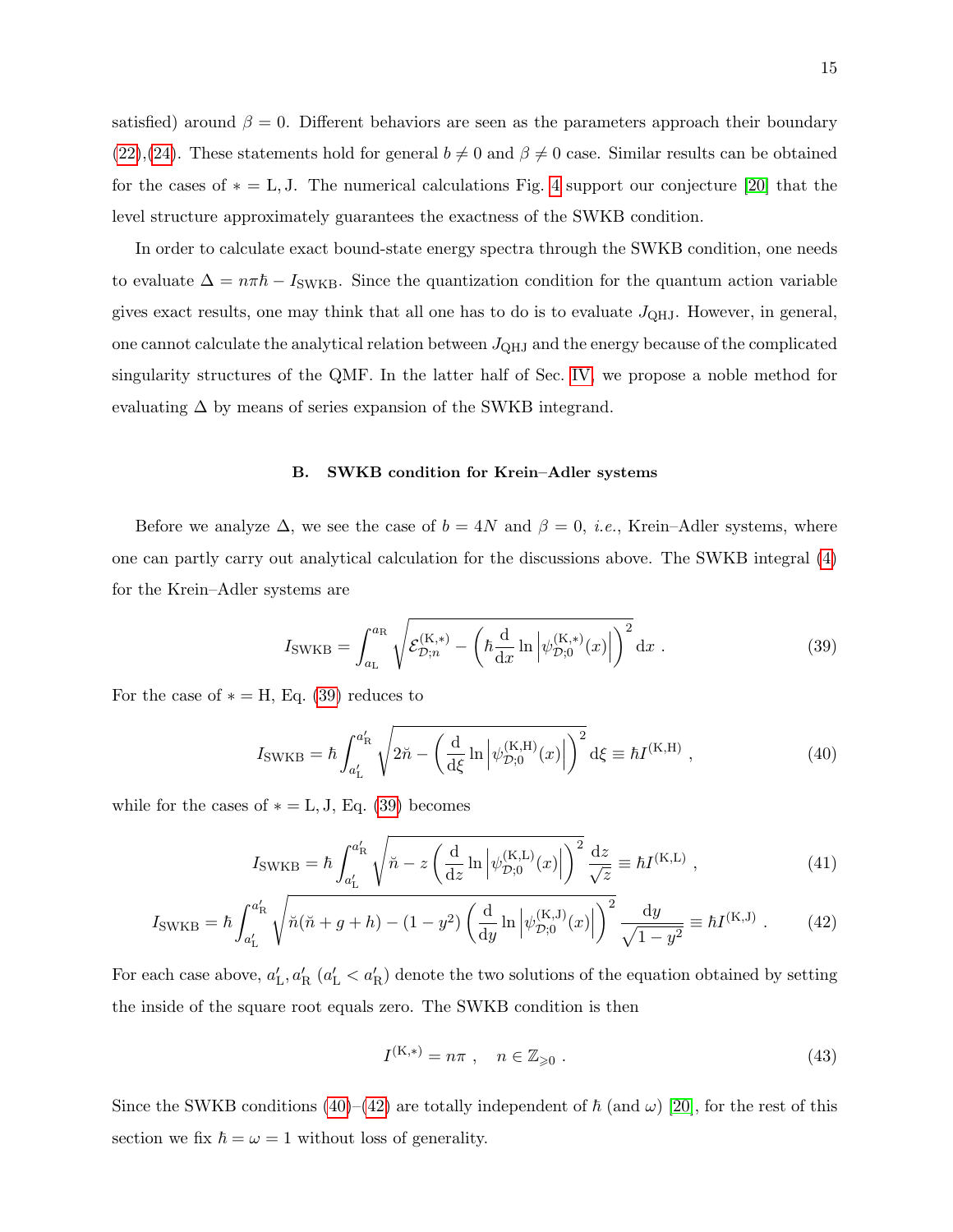satisfied) around $\beta = 0$. Different behaviors are seen as the parameters approach their boundary (22),(24). These statements hold for general $b \neq 0$ and $\beta \neq 0$ case. Similar results can be obtained for the cases of $* = \mathrm{L}, \mathrm{J}$. The numerical calculations Fig. 4 support our conjecture [20] that the level structure approximately guarantees the exactness of the SWKB condition.

In order to calculate exact bound-state energy spectra through the SWKB condition, one needs to evaluate $\Delta = n\pi\hbar - I_{\mathrm{SWKB}}$. Since the quantization condition for the quantum action variable gives exact results, one may think that all one has to do is to evaluate $J_{\mathrm{QHJ}}$. However, in general, one cannot calculate the analytical relation between $J_{\mathrm{QHJ}}$ and the energy because of the complicated singularity structures of the QMF. In the latter half of Sec. IV, we propose a noble method for evaluating $\Delta$ by means of series expansion of the SWKB integrand.

### B. SWKB condition for Krein–Adler systems

Before we analyze $\Delta$, we see the case of $b = 4N$ and $\beta = 0$, *i.e.*, Krein–Adler systems, where one can partly carry out analytical calculation for the discussions above. The SWKB integral (4) for the Krein–Adler systems are

$$I_{\mathrm{SWKB}} = \int_{a_{\mathrm{L}}}^{a_{\mathrm{R}}} \sqrt{\mathcal{E}_{\mathcal{D};n}^{(\mathrm{K},*)} - \left(\hbar \frac{\mathrm{d}}{\mathrm{d}x} \ln \left|\psi_{\mathcal{D};0}^{(\mathrm{K},*)}(x)\right|\right)^2}\,\mathrm{d}x \,. \tag{39}$$

For the case of $* = \mathrm{H}$, Eq. (39) reduces to

$$I_{\mathrm{SWKB}} = \hbar \int_{a'_{\mathrm{L}}}^{a'_{\mathrm{R}}} \sqrt{2\breve{n} - \left(\frac{\mathrm{d}}{\mathrm{d}\xi} \ln \left|\psi_{\mathcal{D};0}^{(\mathrm{K},\mathrm{H})}(x)\right|\right)^2}\,\mathrm{d}\xi \equiv \hbar I^{(\mathrm{K},\mathrm{H})} \,, \tag{40}$$

while for the cases of $* = \mathrm{L}, \mathrm{J}$, Eq. (39) becomes

$$I_{\mathrm{SWKB}} = \hbar \int_{a'_{\mathrm{L}}}^{a'_{\mathrm{R}}} \sqrt{\breve{n} - z\left(\frac{\mathrm{d}}{\mathrm{d}z} \ln \left|\psi_{\mathcal{D};0}^{(\mathrm{K},\mathrm{L})}(x)\right|\right)^2}\,\frac{\mathrm{d}z}{\sqrt{z}} \equiv \hbar I^{(\mathrm{K},\mathrm{L})} \,, \tag{41}$$

$$I_{\mathrm{SWKB}} = \hbar \int_{a'_{\mathrm{L}}}^{a'_{\mathrm{R}}} \sqrt{\breve{n}(\breve{n} + g + h) - (1 - y^2)\left(\frac{\mathrm{d}}{\mathrm{d}y} \ln \left|\psi_{\mathcal{D};0}^{(\mathrm{K},\mathrm{J})}(x)\right|\right)^2}\,\frac{\mathrm{d}y}{\sqrt{1 - y^2}} \equiv \hbar I^{(\mathrm{K},\mathrm{J})} \,. \tag{42}$$

For each case above, $a'_{\mathrm{L}}, a'_{\mathrm{R}}$ ($a'_{\mathrm{L}} < a'_{\mathrm{R}}$) denote the two solutions of the equation obtained by setting the inside of the square root equals zero. The SWKB condition is then

$$I^{(\mathrm{K},*)} = n\pi \,, \quad n \in \mathbb{Z}_{\geqslant 0} \,. \tag{43}$$

Since the SWKB conditions (40)–(42) are totally independent of $\hbar$ (and $\omega$) [20], for the rest of this section we fix $\hbar = \omega = 1$ without loss of generality.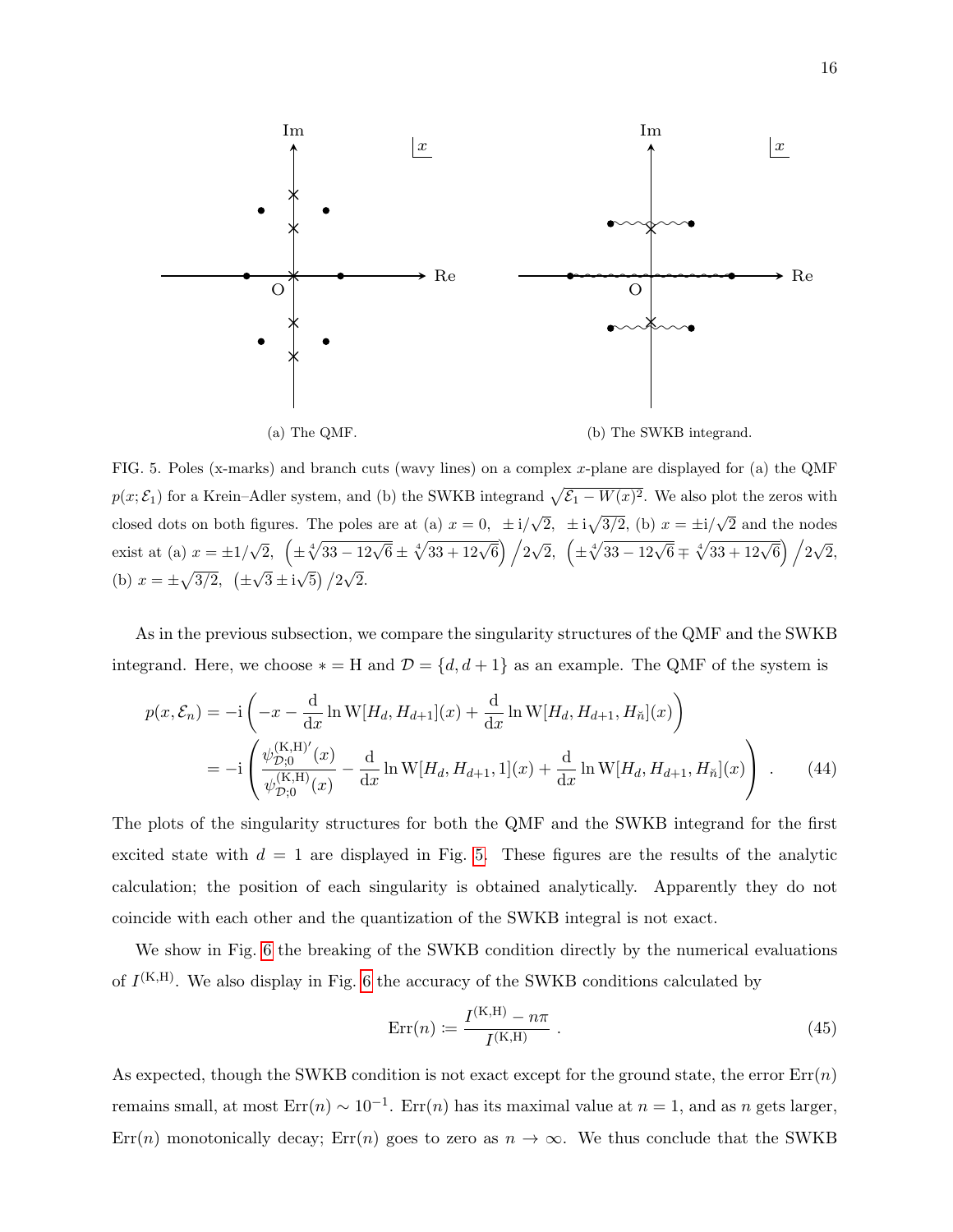(a) The QMF.

(b) The SWKB integrand.

FIG. 5. Poles (x-marks) and branch cuts (wavy lines) on a complex $x$-plane are displayed for (a) the QMF $p(x;\mathcal{E}_1)$ for a Krein–Adler system, and (b) the SWKB integrand $\sqrt{\mathcal{E}_1 - W(x)^2}$. We also plot the zeros with closed dots on both figures. The poles are at (a) $x = 0,\ \pm\mathrm{i}/\sqrt{2},\ \pm\mathrm{i}\sqrt{3/2}$, (b) $x = \pm\mathrm{i}/\sqrt{2}$ and the nodes exist at (a) $x = \pm 1/\sqrt{2},\ \left(\pm\sqrt[4]{33-12\sqrt{6}} \pm \sqrt[4]{33+12\sqrt{6}}\right)\big/2\sqrt{2},\ \left(\pm\sqrt[4]{33-12\sqrt{6}} \mp \sqrt[4]{33+12\sqrt{6}}\right)\big/2\sqrt{2}$, (b) $x = \pm\sqrt{3/2},\ \left(\pm\sqrt{3} \pm \mathrm{i}\sqrt{5}\right)/2\sqrt{2}$.

As in the previous subsection, we compare the singularity structures of the QMF and the SWKB integrand. Here, we choose $* = \mathrm{H}$ and $\mathcal{D} = \{d, d+1\}$ as an example. The QMF of the system is

$$
\begin{aligned}
p(x,\mathcal{E}_n) &= -\mathrm{i}\left(-x - \frac{\mathrm{d}}{\mathrm{d}x}\ln \mathrm{W}[H_d, H_{d+1}](x) + \frac{\mathrm{d}}{\mathrm{d}x}\ln \mathrm{W}[H_d, H_{d+1}, H_{\breve{n}}](x)\right) \\
&= -\mathrm{i}\left(\frac{\psi_{\mathcal{D};0}^{(\mathrm{K,H})\prime}(x)}{\psi_{\mathcal{D};0}^{(\mathrm{K,H})}(x)} - \frac{\mathrm{d}}{\mathrm{d}x}\ln \mathrm{W}[H_d, H_{d+1}, 1](x) + \frac{\mathrm{d}}{\mathrm{d}x}\ln \mathrm{W}[H_d, H_{d+1}, H_{\breve{n}}](x)\right)\ . \qquad (44)
\end{aligned}
$$

The plots of the singularity structures for both the QMF and the SWKB integrand for the first excited state with $d = 1$ are displayed in Fig. 5. These figures are the results of the analytic calculation; the position of each singularity is obtained analytically. Apparently they do not coincide with each other and the quantization of the SWKB integral is not exact.

We show in Fig. 6 the breaking of the SWKB condition directly by the numerical evaluations of $I^{(\mathrm{K,H})}$. We also display in Fig. 6 the accuracy of the SWKB conditions calculated by

$$
\mathrm{Err}(n) \coloneqq \frac{I^{(\mathrm{K,H})} - n\pi}{I^{(\mathrm{K,H})}}\ . \qquad (45)
$$

As expected, though the SWKB condition is not exact except for the ground state, the error $\mathrm{Err}(n)$ remains small, at most $\mathrm{Err}(n) \sim 10^{-1}$. $\mathrm{Err}(n)$ has its maximal value at $n = 1$, and as $n$ gets larger, $\mathrm{Err}(n)$ monotonically decay; $\mathrm{Err}(n)$ goes to zero as $n \to \infty$. We thus conclude that the SWKB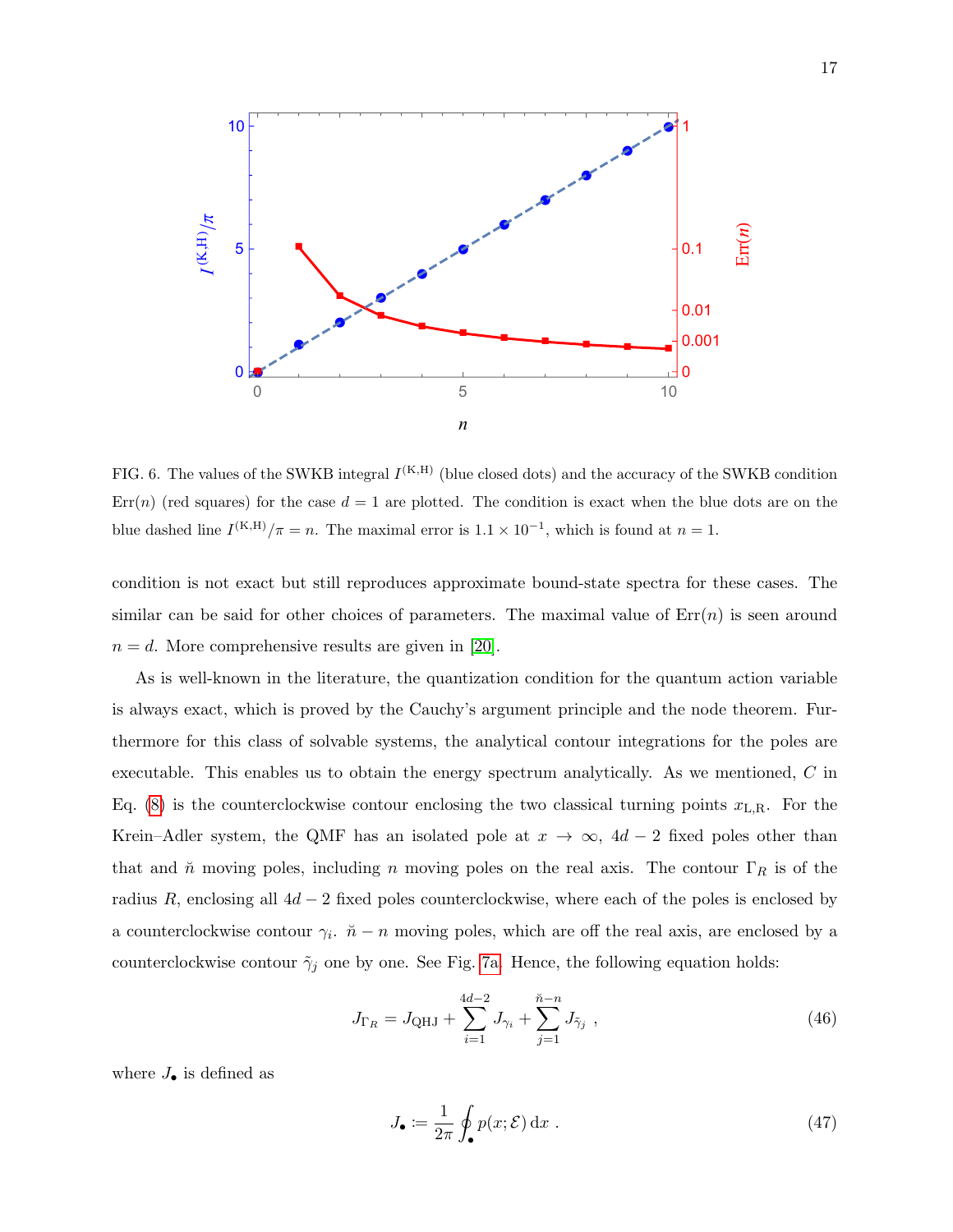FIG. 6. The values of the SWKB integral $I^{(\mathrm{K,H})}$ (blue closed dots) and the accuracy of the SWKB condition $\mathrm{Err}(n)$ (red squares) for the case $d = 1$ are plotted. The condition is exact when the blue dots are on the blue dashed line $I^{(\mathrm{K,H})}/\pi = n$. The maximal error is $1.1 \times 10^{-1}$, which is found at $n = 1$.

condition is not exact but still reproduces approximate bound-state spectra for these cases. The similar can be said for other choices of parameters. The maximal value of $\mathrm{Err}(n)$ is seen around $n = d$. More comprehensive results are given in [20].

As is well-known in the literature, the quantization condition for the quantum action variable is always exact, which is proved by the Cauchy's argument principle and the node theorem. Furthermore for this class of solvable systems, the analytical contour integrations for the poles are executable. This enables us to obtain the energy spectrum analytically. As we mentioned, $C$ in Eq. (8) is the counterclockwise contour enclosing the two classical turning points $x_{\mathrm{L,R}}$. For the Krein–Adler system, the QMF has an isolated pole at $x \to \infty$, $4d-2$ fixed poles other than that and $\breve{n}$ moving poles, including $n$ moving poles on the real axis. The contour $\Gamma_R$ is of the radius $R$, enclosing all $4d-2$ fixed poles counterclockwise, where each of the poles is enclosed by a counterclockwise contour $\gamma_i$. $\breve{n} - n$ moving poles, which are off the real axis, are enclosed by a counterclockwise contour $\tilde{\gamma}_j$ one by one. See Fig. 7a. Hence, the following equation holds:

$$
J_{\Gamma_R} = J_{\mathrm{QHJ}} + \sum_{i=1}^{4d-2} J_{\gamma_i} + \sum_{j=1}^{\breve{n}-n} J_{\tilde{\gamma}_j} \ , \tag{46}
$$

where $J_\bullet$ is defined as

$$
J_\bullet := \frac{1}{2\pi} \oint_\bullet p(x;\mathcal{E}) \, \mathrm{d}x \ . \tag{47}
$$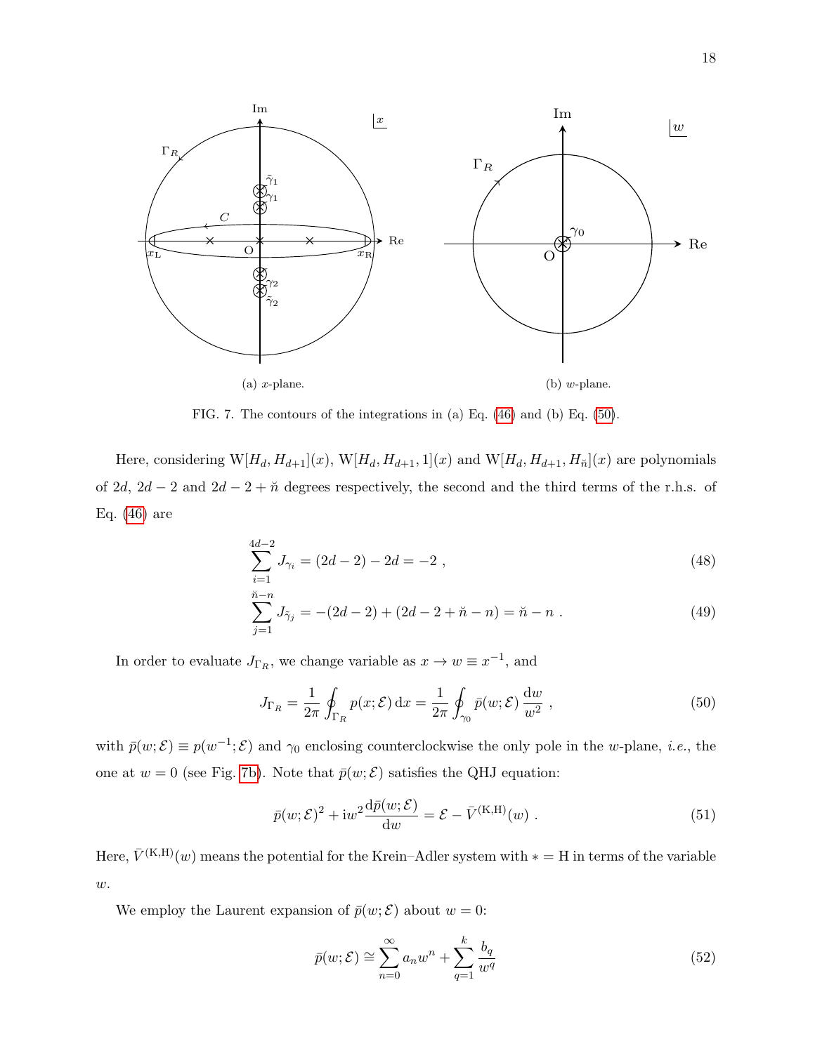(a) $x$-plane.

(b) $w$-plane.

FIG. 7. The contours of the integrations in (a) Eq. (46) and (b) Eq. (50).

Here, considering $\mathrm{W}[H_d, H_{d+1}](x)$, $\mathrm{W}[H_d, H_{d+1}, 1](x)$ and $\mathrm{W}[H_d, H_{d+1}, H_{\breve{n}}](x)$ are polynomials of $2d$, $2d-2$ and $2d-2+\breve{n}$ degrees respectively, the second and the third terms of the r.h.s. of Eq. (46) are

$$\sum_{i=1}^{4d-2} J_{\gamma_i} = (2d-2) - 2d = -2 \ , \tag{48}$$

$$\sum_{j=1}^{\breve{n}-n} J_{\tilde{\gamma}_j} = -(2d-2) + (2d-2+\breve{n}-n) = \breve{n} - n \ . \tag{49}$$

In order to evaluate $J_{\Gamma_R}$, we change variable as $x \to w \equiv x^{-1}$, and

$$J_{\Gamma_R} = \frac{1}{2\pi} \oint_{\Gamma_R} p(x;\mathcal{E})\, \mathrm{d}x = \frac{1}{2\pi} \oint_{\gamma_0} \bar{p}(w;\mathcal{E})\, \frac{\mathrm{d}w}{w^2} \ , \tag{50}$$

with $\bar{p}(w;\mathcal{E}) \equiv p(w^{-1};\mathcal{E})$ and $\gamma_0$ enclosing counterclockwise the only pole in the $w$-plane, *i.e.*, the one at $w=0$ (see Fig. 7b). Note that $\bar{p}(w;\mathcal{E})$ satisfies the QHJ equation:

$$\bar{p}(w;\mathcal{E})^2 + \mathrm{i} w^2 \frac{\mathrm{d}\bar{p}(w;\mathcal{E})}{\mathrm{d}w} = \mathcal{E} - \bar{V}^{(\mathrm{K,H})}(w) \ . \tag{51}$$

Here, $\bar{V}^{(\mathrm{K,H})}(w)$ means the potential for the Krein–Adler system with $* = \mathrm{H}$ in terms of the variable $w$.

We employ the Laurent expansion of $\bar{p}(w;\mathcal{E})$ about $w=0$:

$$\bar{p}(w;\mathcal{E}) \cong \sum_{n=0}^{\infty} a_n w^n + \sum_{q=1}^{k} \frac{b_q}{w^q} \tag{52}$$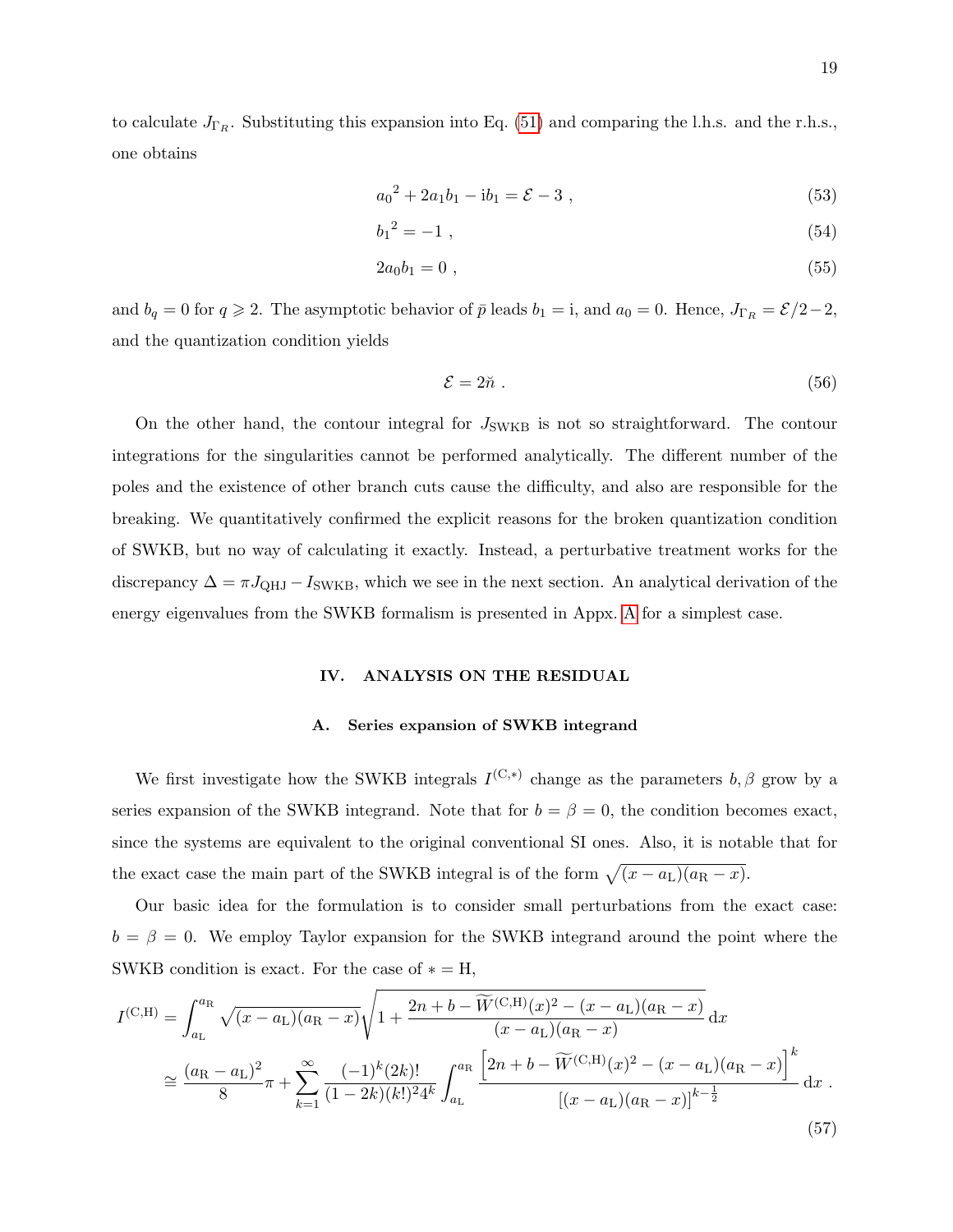to calculate $J_{\Gamma_R}$. Substituting this expansion into Eq. (51) and comparing the l.h.s. and the r.h.s., one obtains

$$
{a_0}^2 + 2a_1 b_1 - \mathrm{i} b_1 = \mathcal{E} - 3 \ , \tag{53}
$$

$$
{b_1}^2 = -1 \ , \tag{54}
$$

$$
2a_0 b_1 = 0 \ , \tag{55}
$$

and $b_q = 0$ for $q \geqslant 2$. The asymptotic behavior of $\bar{p}$ leads $b_1 = \mathrm{i}$, and $a_0 = 0$. Hence, $J_{\Gamma_R} = \mathcal{E}/2 - 2$, and the quantization condition yields

$$
\mathcal{E} = 2\breve{n} \ . \tag{56}
$$

On the other hand, the contour integral for $J_{\mathrm{SWKB}}$ is not so straightforward. The contour integrations for the singularities cannot be performed analytically. The different number of the poles and the existence of other branch cuts cause the difficulty, and also are responsible for the breaking. We quantitatively confirmed the explicit reasons for the broken quantization condition of SWKB, but no way of calculating it exactly. Instead, a perturbative treatment works for the discrepancy $\Delta = \pi J_{\mathrm{QHJ}} - I_{\mathrm{SWKB}}$, which we see in the next section. An analytical derivation of the energy eigenvalues from the SWKB formalism is presented in Appx. A for a simplest case.

## IV. ANALYSIS ON THE RESIDUAL

### A. Series expansion of SWKB integrand

We first investigate how the SWKB integrals $I^{(\mathrm{C},*)}$ change as the parameters $b, \beta$ grow by a series expansion of the SWKB integrand. Note that for $b = \beta = 0$, the condition becomes exact, since the systems are equivalent to the original conventional SI ones. Also, it is notable that for the exact case the main part of the SWKB integral is of the form $\sqrt{(x - a_{\mathrm{L}})(a_{\mathrm{R}} - x)}$.

Our basic idea for the formulation is to consider small perturbations from the exact case: $b = \beta = 0$. We employ Taylor expansion for the SWKB integrand around the point where the SWKB condition is exact. For the case of $* = \mathrm{H}$,

$$
\begin{aligned}
I^{(\mathrm{C,H})} &= \int_{a_{\mathrm{L}}}^{a_{\mathrm{R}}} \sqrt{(x - a_{\mathrm{L}})(a_{\mathrm{R}} - x)} \sqrt{1 + \frac{2n + b - \widetilde{W}^{(\mathrm{C,H})}(x)^2 - (x - a_{\mathrm{L}})(a_{\mathrm{R}} - x)}{(x - a_{\mathrm{L}})(a_{\mathrm{R}} - x)}} \, \mathrm{d}x \\
&\cong \frac{(a_{\mathrm{R}} - a_{\mathrm{L}})^2}{8}\pi + \sum_{k=1}^{\infty} \frac{(-1)^k (2k)!}{(1 - 2k)(k!)^2 4^k} \int_{a_{\mathrm{L}}}^{a_{\mathrm{R}}} \frac{\left[2n + b - \widetilde{W}^{(\mathrm{C,H})}(x)^2 - (x - a_{\mathrm{L}})(a_{\mathrm{R}} - x)\right]^k}{\left[(x - a_{\mathrm{L}})(a_{\mathrm{R}} - x)\right]^{k - \frac{1}{2}}} \, \mathrm{d}x \ .
\end{aligned} \tag{57}
$$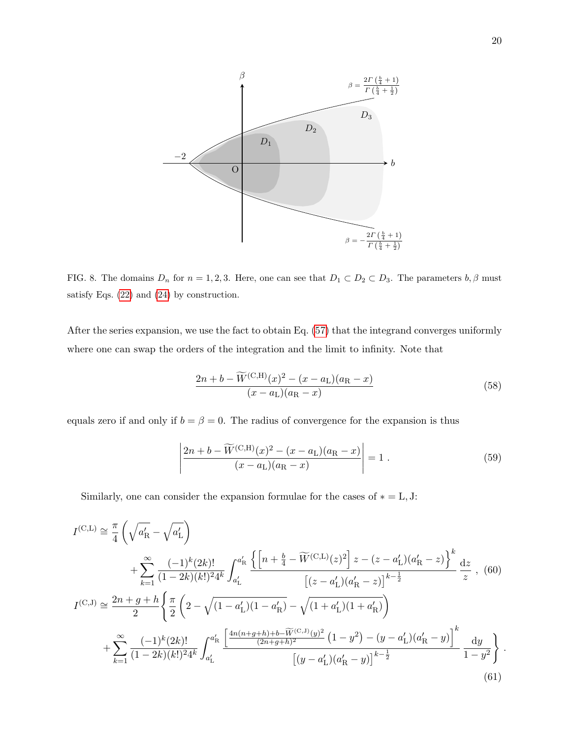FIG. 8. The domains $D_n$ for $n = 1, 2, 3$. Here, one can see that $D_1 \subset D_2 \subset D_3$. The parameters $b, \beta$ must satisfy Eqs. (22) and (24) by construction.

After the series expansion, we use the fact to obtain Eq. (57) that the integrand converges uniformly where one can swap the orders of the integration and the limit to infinity. Note that

$$\frac{2n + b - \widetilde{W}^{(\mathrm{C,H})}(x)^2 - (x - a_{\mathrm{L}})(a_{\mathrm{R}} - x)}{(x - a_{\mathrm{L}})(a_{\mathrm{R}} - x)} \tag{58}$$

equals zero if and only if $b = \beta = 0$. The radius of convergence for the expansion is thus

$$\left| \frac{2n + b - \widetilde{W}^{(\mathrm{C,H})}(x)^2 - (x - a_{\mathrm{L}})(a_{\mathrm{R}} - x)}{(x - a_{\mathrm{L}})(a_{\mathrm{R}} - x)} \right| = 1 \ . \tag{59}$$

Similarly, one can consider the expansion formulae for the cases of $* = \mathrm{L}, \mathrm{J}$:

$$I^{(\mathrm{C,L})} \cong \frac{\pi}{4}\left(\sqrt{a'_{\mathrm{R}}} - \sqrt{a'_{\mathrm{L}}}\right) + \sum_{k=1}^{\infty} \frac{(-1)^k (2k)!}{(1-2k)(k!)^2 4^k} \int_{a'_{\mathrm{L}}}^{a'_{\mathrm{R}}} \frac{\left\{ \left[ n + \frac{b}{4} - \widetilde{W}^{(\mathrm{C,L})}(z)^2 \right] z - (z - a'_{\mathrm{L}})(a'_{\mathrm{R}} - z) \right\}^k}{\left[ (z - a'_{\mathrm{L}})(a'_{\mathrm{R}} - z) \right]^{k - \frac{1}{2}}} \frac{\mathrm{d}z}{z} \ , \tag{60}$$

$$I^{(\mathrm{C,J})} \cong \frac{2n+g+h}{2} \Bigg\{ \frac{\pi}{2}\left( 2 - \sqrt{(1 - a'_{\mathrm{L}})(1 - a'_{\mathrm{R}})} - \sqrt{(1 + a'_{\mathrm{L}})(1 + a'_{\mathrm{R}})} \right) + \sum_{k=1}^{\infty} \frac{(-1)^k (2k)!}{(1-2k)(k!)^2 4^k} \int_{a'_{\mathrm{L}}}^{a'_{\mathrm{R}}} \frac{\left[ \frac{4n(n+g+h) + b - \widetilde{W}^{(\mathrm{C,J})}(y)^2}{(2n+g+h)^2} \left(1 - y^2\right) - (y - a'_{\mathrm{L}})(a'_{\mathrm{R}} - y) \right]^k}{\left[ (y - a'_{\mathrm{L}})(a'_{\mathrm{R}} - y) \right]^{k - \frac{1}{2}}} \frac{\mathrm{d}y}{1 - y^2} \Bigg\} \ . \tag{61}$$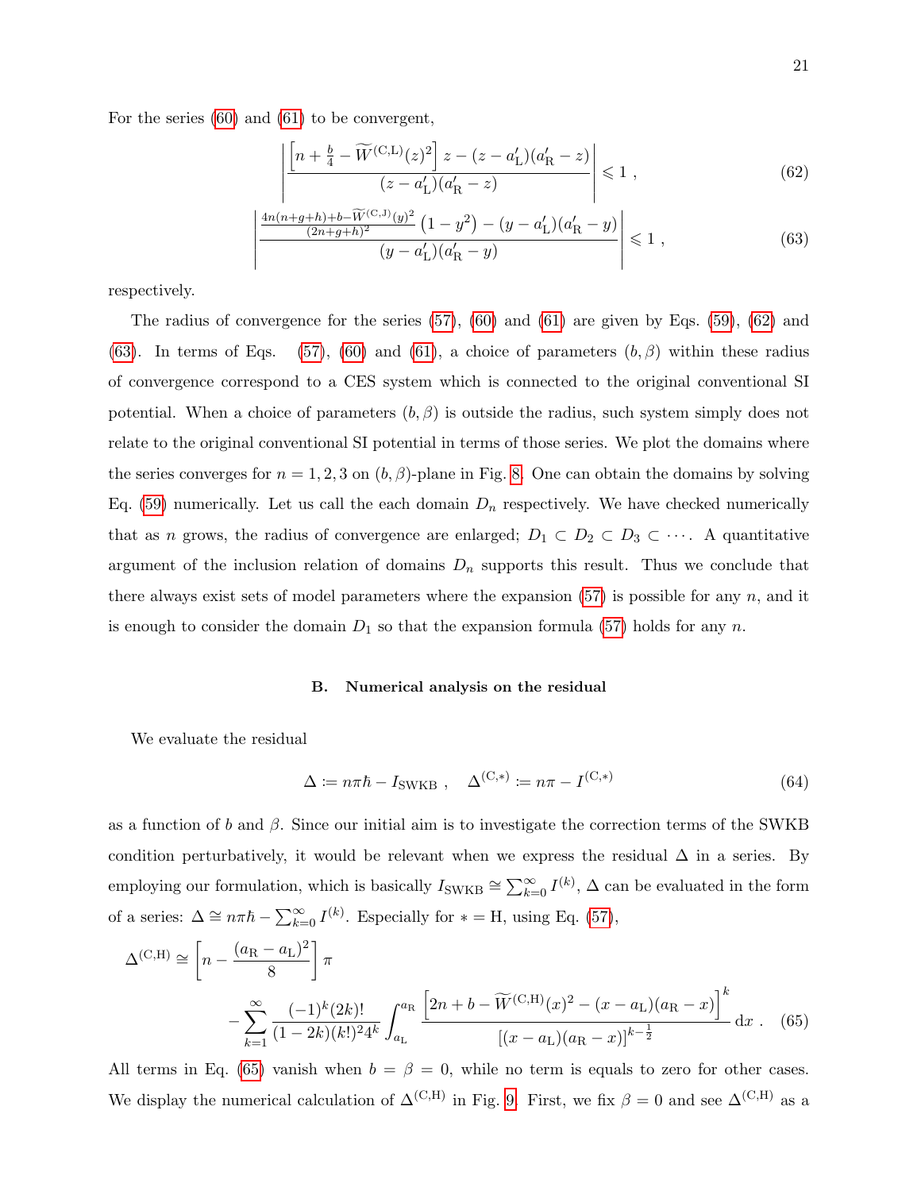For the series (60) and (61) to be convergent,

$$\left| \frac{\left[ n + \frac{b}{4} - \widetilde{W}^{(\mathrm{C,L})}(z)^2 \right] z - (z - a'_{\mathrm{L}})(a'_{\mathrm{R}} - z)}{(z - a'_{\mathrm{L}})(a'_{\mathrm{R}} - z)} \right| \leqslant 1 \ , \tag{62}$$

$$\left| \frac{\frac{4n(n+g+h)+b-\widetilde{W}^{(\mathrm{C,J})}(y)^2}{(2n+g+h)^2} \left(1 - y^2\right) - (y - a'_{\mathrm{L}})(a'_{\mathrm{R}} - y)}{(y - a'_{\mathrm{L}})(a'_{\mathrm{R}} - y)} \right| \leqslant 1 \ , \tag{63}$$

respectively.

The radius of convergence for the series (57), (60) and (61) are given by Eqs. (59), (62) and (63). In terms of Eqs. (57), (60) and (61), a choice of parameters $(b, \beta)$ within these radius of convergence correspond to a CES system which is connected to the original conventional SI potential. When a choice of parameters $(b, \beta)$ is outside the radius, such system simply does not relate to the original conventional SI potential in terms of those series. We plot the domains where the series converges for $n = 1, 2, 3$ on $(b, \beta)$-plane in Fig. 8. One can obtain the domains by solving Eq. (59) numerically. Let us call the each domain $D_n$ respectively. We have checked numerically that as $n$ grows, the radius of convergence are enlarged; $D_1 \subset D_2 \subset D_3 \subset \cdots$. A quantitative argument of the inclusion relation of domains $D_n$ supports this result. Thus we conclude that there always exist sets of model parameters where the expansion (57) is possible for any $n$, and it is enough to consider the domain $D_1$ so that the expansion formula (57) holds for any $n$.

### B. Numerical analysis on the residual

We evaluate the residual

$$\Delta \coloneqq n\pi\hbar - I_{\mathrm{SWKB}} \ , \quad \Delta^{(\mathrm{C},*)} \coloneqq n\pi - I^{(\mathrm{C},*)} \tag{64}$$

as a function of $b$ and $\beta$. Since our initial aim is to investigate the correction terms of the SWKB condition perturbatively, it would be relevant when we express the residual $\Delta$ in a series. By employing our formulation, which is basically $I_{\mathrm{SWKB}} \cong \sum_{k=0}^{\infty} I^{(k)}$, $\Delta$ can be evaluated in the form of a series: $\Delta \cong n\pi\hbar - \sum_{k=0}^{\infty} I^{(k)}$. Especially for $* = \mathrm{H}$, using Eq. (57),

$$\begin{aligned} \Delta^{(\mathrm{C,H})} \cong{}& \left[ n - \frac{(a_{\mathrm{R}} - a_{\mathrm{L}})^2}{8} \right] \pi \\ &- \sum_{k=1}^{\infty} \frac{(-1)^k (2k)!}{(1-2k)(k!)^2 4^k} \int_{a_{\mathrm{L}}}^{a_{\mathrm{R}}} \frac{\left[ 2n + b - \widetilde{W}^{(\mathrm{C,H})}(x)^2 - (x - a_{\mathrm{L}})(a_{\mathrm{R}} - x) \right]^k}{\left[(x - a_{\mathrm{L}})(a_{\mathrm{R}} - x)\right]^{k - \frac{1}{2}}} \, \mathrm{d}x \ . \end{aligned} \tag{65}$$

All terms in Eq. (65) vanish when $b = \beta = 0$, while no term is equals to zero for other cases. We display the numerical calculation of $\Delta^{(\mathrm{C,H})}$ in Fig. 9. First, we fix $\beta = 0$ and see $\Delta^{(\mathrm{C,H})}$ as a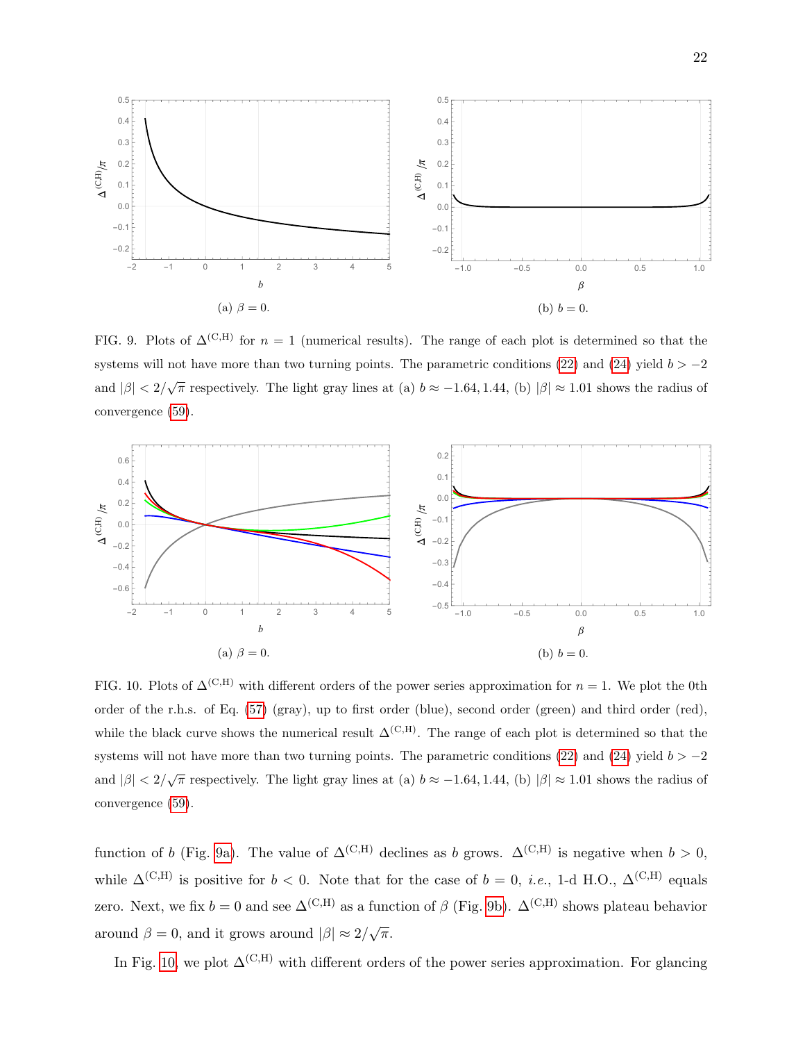(a) $\beta = 0$.

(b) $b = 0$.

FIG. 9. Plots of $\Delta^{(\mathrm{C,H})}$ for $n = 1$ (numerical results). The range of each plot is determined so that the systems will not have more than two turning points. The parametric conditions (22) and (24) yield $b > -2$ and $|\beta| < 2/\sqrt{\pi}$ respectively. The light gray lines at (a) $b \approx -1.64, 1.44$, (b) $|\beta| \approx 1.01$ shows the radius of convergence (59).

(a) $\beta = 0$.

(b) $b = 0$.

FIG. 10. Plots of $\Delta^{(\mathrm{C,H})}$ with different orders of the power series approximation for $n = 1$. We plot the 0th order of the r.h.s. of Eq. (57) (gray), up to first order (blue), second order (green) and third order (red), while the black curve shows the numerical result $\Delta^{(\mathrm{C,H})}$. The range of each plot is determined so that the systems will not have more than two turning points. The parametric conditions (22) and (24) yield $b > -2$ and $|\beta| < 2/\sqrt{\pi}$ respectively. The light gray lines at (a) $b \approx -1.64, 1.44$, (b) $|\beta| \approx 1.01$ shows the radius of convergence (59).

function of $b$ (Fig. 9a). The value of $\Delta^{(\mathrm{C,H})}$ declines as $b$ grows. $\Delta^{(\mathrm{C,H})}$ is negative when $b > 0$, while $\Delta^{(\mathrm{C,H})}$ is positive for $b < 0$. Note that for the case of $b = 0$, *i.e.*, 1-d H.O., $\Delta^{(\mathrm{C,H})}$ equals zero. Next, we fix $b = 0$ and see $\Delta^{(\mathrm{C,H})}$ as a function of $\beta$ (Fig. 9b). $\Delta^{(\mathrm{C,H})}$ shows plateau behavior around $\beta = 0$, and it grows around $|\beta| \approx 2/\sqrt{\pi}$.

In Fig. 10, we plot $\Delta^{(\mathrm{C,H})}$ with different orders of the power series approximation. For glancing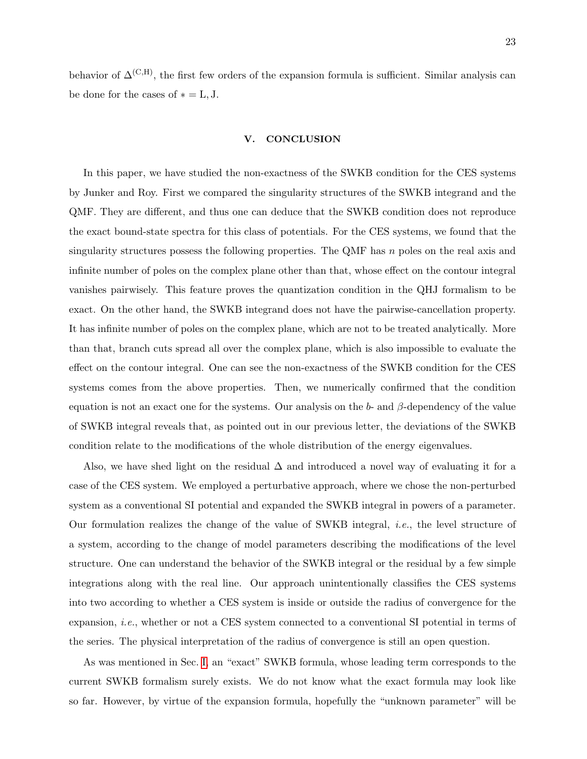behavior of $\Delta^{(\mathrm{C,H})}$, the first few orders of the expansion formula is sufficient. Similar analysis can be done for the cases of $* = \mathrm{L}, \mathrm{J}$.

## V. CONCLUSION

In this paper, we have studied the non-exactness of the SWKB condition for the CES systems by Junker and Roy. First we compared the singularity structures of the SWKB integrand and the QMF. They are different, and thus one can deduce that the SWKB condition does not reproduce the exact bound-state spectra for this class of potentials. For the CES systems, we found that the singularity structures possess the following properties. The QMF has $n$ poles on the real axis and infinite number of poles on the complex plane other than that, whose effect on the contour integral vanishes pairwisely. This feature proves the quantization condition in the QHJ formalism to be exact. On the other hand, the SWKB integrand does not have the pairwise-cancellation property. It has infinite number of poles on the complex plane, which are not to be treated analytically. More than that, branch cuts spread all over the complex plane, which is also impossible to evaluate the effect on the contour integral. One can see the non-exactness of the SWKB condition for the CES systems comes from the above properties. Then, we numerically confirmed that the condition equation is not an exact one for the systems. Our analysis on the $b$- and $\beta$-dependency of the value of SWKB integral reveals that, as pointed out in our previous letter, the deviations of the SWKB condition relate to the modifications of the whole distribution of the energy eigenvalues.

Also, we have shed light on the residual $\Delta$ and introduced a novel way of evaluating it for a case of the CES system. We employed a perturbative approach, where we chose the non-perturbed system as a conventional SI potential and expanded the SWKB integral in powers of a parameter. Our formulation realizes the change of the value of SWKB integral, *i.e.*, the level structure of a system, according to the change of model parameters describing the modifications of the level structure. One can understand the behavior of the SWKB integral or the residual by a few simple integrations along with the real line. Our approach unintentionally classifies the CES systems into two according to whether a CES system is inside or outside the radius of convergence for the expansion, *i.e.*, whether or not a CES system connected to a conventional SI potential in terms of the series. The physical interpretation of the radius of convergence is still an open question.

As was mentioned in Sec. I, an "exact" SWKB formula, whose leading term corresponds to the current SWKB formalism surely exists. We do not know what the exact formula may look like so far. However, by virtue of the expansion formula, hopefully the "unknown parameter" will be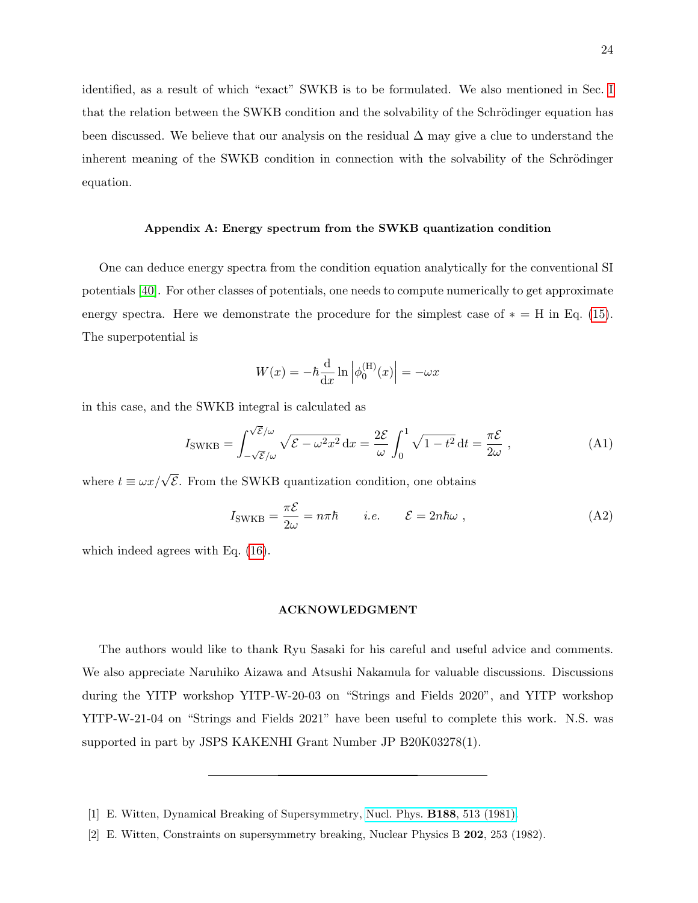identified, as a result of which "exact" SWKB is to be formulated. We also mentioned in Sec. I that the relation between the SWKB condition and the solvability of the Schrödinger equation has been discussed. We believe that our analysis on the residual $\Delta$ may give a clue to understand the inherent meaning of the SWKB condition in connection with the solvability of the Schrödinger equation.

### Appendix A: Energy spectrum from the SWKB quantization condition

One can deduce energy spectra from the condition equation analytically for the conventional SI potentials [40]. For other classes of potentials, one needs to compute numerically to get approximate energy spectra. Here we demonstrate the procedure for the simplest case of $* = \mathrm{H}$ in Eq. (15). The superpotential is

$$W(x) = -\hbar \frac{\mathrm{d}}{\mathrm{d}x} \ln \left| \phi_0^{(\mathrm{H})}(x) \right| = -\omega x$$

in this case, and the SWKB integral is calculated as

$$I_{\mathrm{SWKB}} = \int_{-\sqrt{\mathcal{E}}/\omega}^{\sqrt{\mathcal{E}}/\omega} \sqrt{\mathcal{E} - \omega^2 x^2}\, \mathrm{d}x = \frac{2\mathcal{E}}{\omega} \int_0^1 \sqrt{1-t^2}\, \mathrm{d}t = \frac{\pi \mathcal{E}}{2\omega} \ , \tag{A1}$$

where $t \equiv \omega x / \sqrt{\mathcal{E}}$. From the SWKB quantization condition, one obtains

$$I_{\mathrm{SWKB}} = \frac{\pi \mathcal{E}}{2\omega} = n\pi\hbar \qquad \textit{i.e.} \qquad \mathcal{E} = 2n\hbar\omega \ , \tag{A2}$$

which indeed agrees with Eq. (16).

### ACKNOWLEDGMENT

The authors would like to thank Ryu Sasaki for his careful and useful advice and comments. We also appreciate Naruhiko Aizawa and Atsushi Nakamula for valuable discussions. Discussions during the YITP workshop YITP-W-20-03 on "Strings and Fields 2020", and YITP workshop YITP-W-21-04 on "Strings and Fields 2021" have been useful to complete this work. N.S. was supported in part by JSPS KAKENHI Grant Number JP B20K03278(1).

---

[1] E. Witten, Dynamical Breaking of Supersymmetry, Nucl. Phys. **B188**, 513 (1981).

[2] E. Witten, Constraints on supersymmetry breaking, Nuclear Physics B **202**, 253 (1982).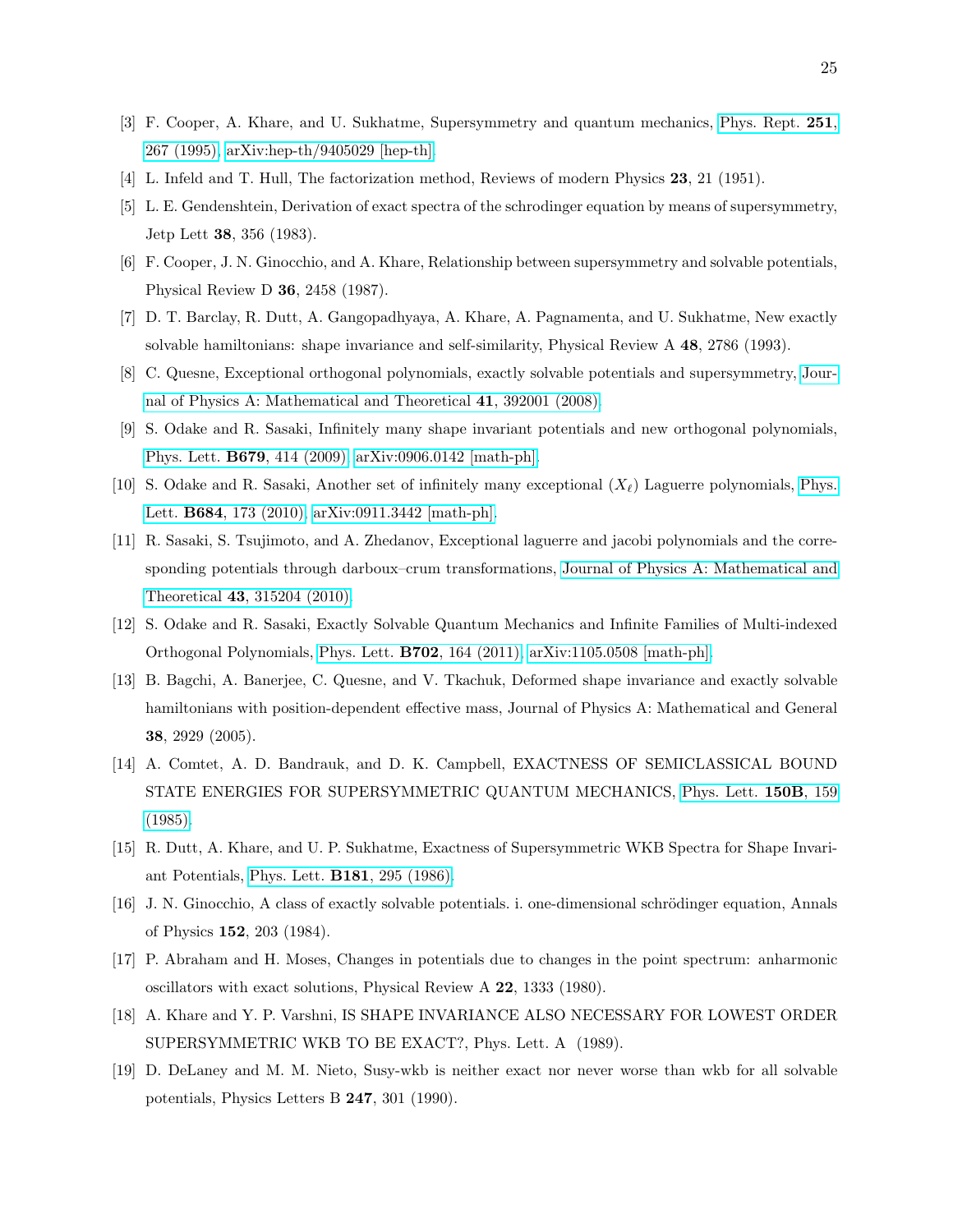[3] F. Cooper, A. Khare, and U. Sukhatme, Supersymmetry and quantum mechanics, Phys. Rept. **251**, 267 (1995), arXiv:hep-th/9405029 [hep-th].

[4] L. Infeld and T. Hull, The factorization method, Reviews of modern Physics **23**, 21 (1951).

[5] L. E. Gendenshtein, Derivation of exact spectra of the schrodinger equation by means of supersymmetry, Jetp Lett **38**, 356 (1983).

[6] F. Cooper, J. N. Ginocchio, and A. Khare, Relationship between supersymmetry and solvable potentials, Physical Review D **36**, 2458 (1987).

[7] D. T. Barclay, R. Dutt, A. Gangopadhyaya, A. Khare, A. Pagnamenta, and U. Sukhatme, New exactly solvable hamiltonians: shape invariance and self-similarity, Physical Review A **48**, 2786 (1993).

[8] C. Quesne, Exceptional orthogonal polynomials, exactly solvable potentials and supersymmetry, Journal of Physics A: Mathematical and Theoretical **41**, 392001 (2008).

[9] S. Odake and R. Sasaki, Infinitely many shape invariant potentials and new orthogonal polynomials, Phys. Lett. **B679**, 414 (2009), arXiv:0906.0142 [math-ph].

[10] S. Odake and R. Sasaki, Another set of infinitely many exceptional ($X_\ell$) Laguerre polynomials, Phys. Lett. **B684**, 173 (2010), arXiv:0911.3442 [math-ph].

[11] R. Sasaki, S. Tsujimoto, and A. Zhedanov, Exceptional laguerre and jacobi polynomials and the corresponding potentials through darboux–crum transformations, Journal of Physics A: Mathematical and Theoretical **43**, 315204 (2010).

[12] S. Odake and R. Sasaki, Exactly Solvable Quantum Mechanics and Infinite Families of Multi-indexed Orthogonal Polynomials, Phys. Lett. **B702**, 164 (2011), arXiv:1105.0508 [math-ph].

[13] B. Bagchi, A. Banerjee, C. Quesne, and V. Tkachuk, Deformed shape invariance and exactly solvable hamiltonians with position-dependent effective mass, Journal of Physics A: Mathematical and General **38**, 2929 (2005).

[14] A. Comtet, A. D. Bandrauk, and D. K. Campbell, EXACTNESS OF SEMICLASSICAL BOUND STATE ENERGIES FOR SUPERSYMMETRIC QUANTUM MECHANICS, Phys. Lett. **150B**, 159 (1985).

[15] R. Dutt, A. Khare, and U. P. Sukhatme, Exactness of Supersymmetric WKB Spectra for Shape Invariant Potentials, Phys. Lett. **B181**, 295 (1986).

[16] J. N. Ginocchio, A class of exactly solvable potentials. i. one-dimensional schrödinger equation, Annals of Physics **152**, 203 (1984).

[17] P. Abraham and H. Moses, Changes in potentials due to changes in the point spectrum: anharmonic oscillators with exact solutions, Physical Review A **22**, 1333 (1980).

[18] A. Khare and Y. P. Varshni, IS SHAPE INVARIANCE ALSO NECESSARY FOR LOWEST ORDER SUPERSYMMETRIC WKB TO BE EXACT?, Phys. Lett. A (1989).

[19] D. DeLaney and M. M. Nieto, Susy-wkb is neither exact nor never worse than wkb for all solvable potentials, Physics Letters B **247**, 301 (1990).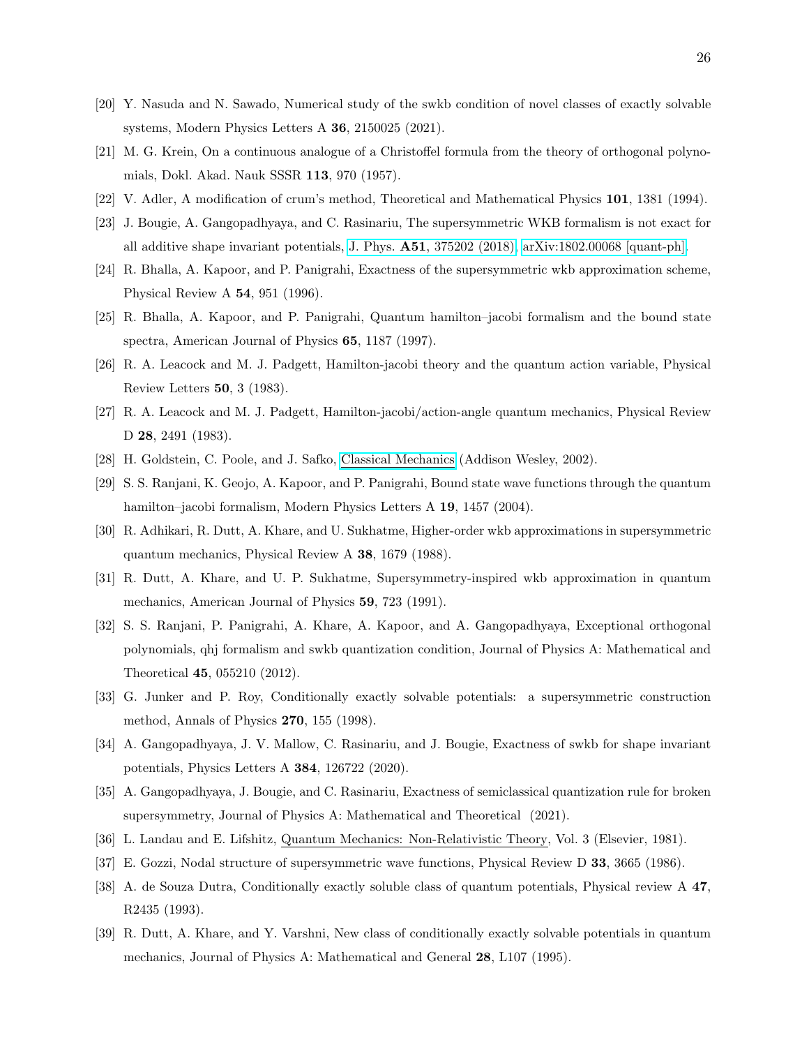[20] Y. Nasuda and N. Sawado, Numerical study of the swkb condition of novel classes of exactly solvable systems, Modern Physics Letters A **36**, 2150025 (2021).

[21] M. G. Krein, On a continuous analogue of a Christoffel formula from the theory of orthogonal polynomials, Dokl. Akad. Nauk SSSR **113**, 970 (1957).

[22] V. Adler, A modification of crum's method, Theoretical and Mathematical Physics **101**, 1381 (1994).

[23] J. Bougie, A. Gangopadhyaya, and C. Rasinariu, The supersymmetric WKB formalism is not exact for all additive shape invariant potentials, J. Phys. **A51**, 375202 (2018), arXiv:1802.00068 [quant-ph].

[24] R. Bhalla, A. Kapoor, and P. Panigrahi, Exactness of the supersymmetric wkb approximation scheme, Physical Review A **54**, 951 (1996).

[25] R. Bhalla, A. Kapoor, and P. Panigrahi, Quantum hamilton–jacobi formalism and the bound state spectra, American Journal of Physics **65**, 1187 (1997).

[26] R. A. Leacock and M. J. Padgett, Hamilton-jacobi theory and the quantum action variable, Physical Review Letters **50**, 3 (1983).

[27] R. A. Leacock and M. J. Padgett, Hamilton-jacobi/action-angle quantum mechanics, Physical Review D **28**, 2491 (1983).

[28] H. Goldstein, C. Poole, and J. Safko, Classical Mechanics (Addison Wesley, 2002).

[29] S. S. Ranjani, K. Geojo, A. Kapoor, and P. Panigrahi, Bound state wave functions through the quantum hamilton–jacobi formalism, Modern Physics Letters A **19**, 1457 (2004).

[30] R. Adhikari, R. Dutt, A. Khare, and U. Sukhatme, Higher-order wkb approximations in supersymmetric quantum mechanics, Physical Review A **38**, 1679 (1988).

[31] R. Dutt, A. Khare, and U. P. Sukhatme, Supersymmetry-inspired wkb approximation in quantum mechanics, American Journal of Physics **59**, 723 (1991).

[32] S. S. Ranjani, P. Panigrahi, A. Khare, A. Kapoor, and A. Gangopadhyaya, Exceptional orthogonal polynomials, qhj formalism and swkb quantization condition, Journal of Physics A: Mathematical and Theoretical **45**, 055210 (2012).

[33] G. Junker and P. Roy, Conditionally exactly solvable potentials: a supersymmetric construction method, Annals of Physics **270**, 155 (1998).

[34] A. Gangopadhyaya, J. V. Mallow, C. Rasinariu, and J. Bougie, Exactness of swkb for shape invariant potentials, Physics Letters A **384**, 126722 (2020).

[35] A. Gangopadhyaya, J. Bougie, and C. Rasinariu, Exactness of semiclassical quantization rule for broken supersymmetry, Journal of Physics A: Mathematical and Theoretical (2021).

[36] L. Landau and E. Lifshitz, Quantum Mechanics: Non-Relativistic Theory, Vol. 3 (Elsevier, 1981).

[37] E. Gozzi, Nodal structure of supersymmetric wave functions, Physical Review D **33**, 3665 (1986).

[38] A. de Souza Dutra, Conditionally exactly soluble class of quantum potentials, Physical review A **47**, R2435 (1993).

[39] R. Dutt, A. Khare, and Y. Varshni, New class of conditionally exactly solvable potentials in quantum mechanics, Journal of Physics A: Mathematical and General **28**, L107 (1995).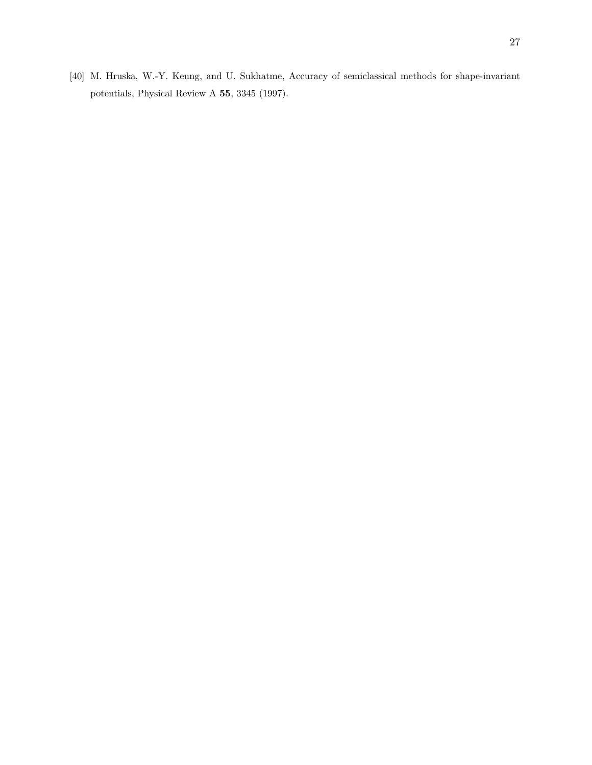[40] M. Hruska, W.-Y. Keung, and U. Sukhatme, Accuracy of semiclassical methods for shape-invariant potentials, Physical Review A **55**, 3345 (1997).